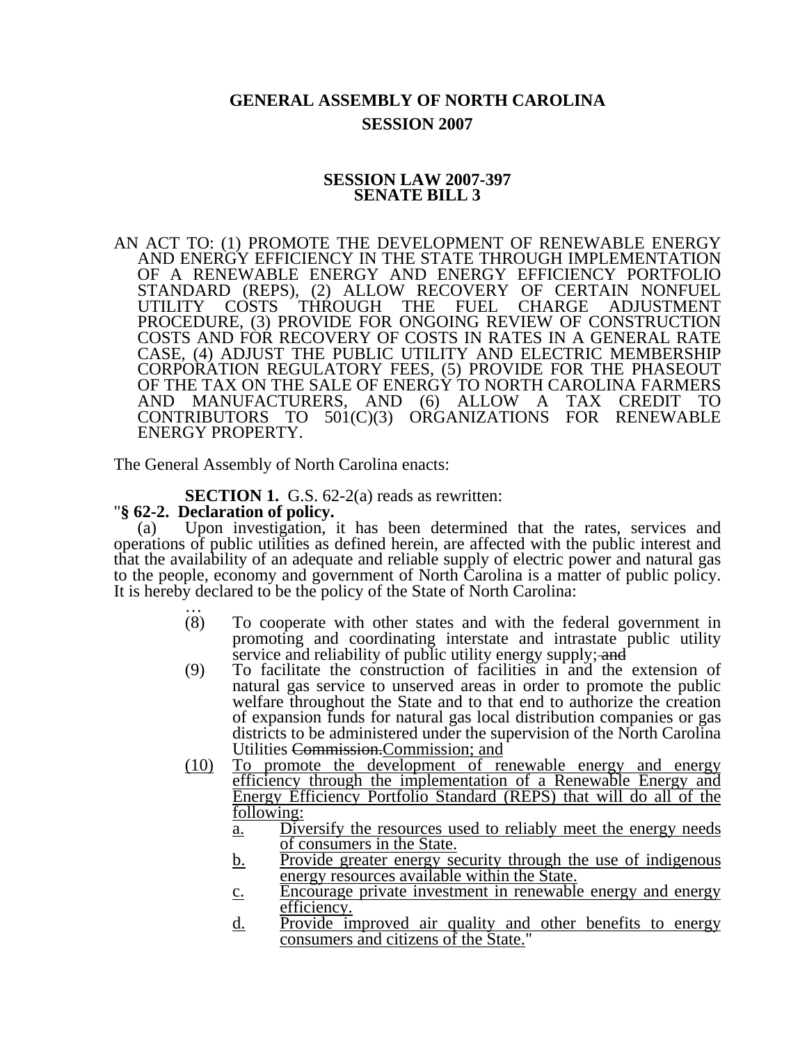# GENERAL ASSEMBLY OF NORTH CAROLINA
## SESSION 2007

### SESSION LAW 2007-397
### SENATE BILL 3

AN ACT TO: (1) PROMOTE THE DEVELOPMENT OF RENEWABLE ENERGY AND ENERGY EFFICIENCY IN THE STATE THROUGH IMPLEMENTATION OF A RENEWABLE ENERGY AND ENERGY EFFICIENCY PORTFOLIO STANDARD (REPS), (2) ALLOW RECOVERY OF CERTAIN NONFUEL UTILITY COSTS THROUGH THE FUEL CHARGE ADJUSTMENT PROCEDURE, (3) PROVIDE FOR ONGOING REVIEW OF CONSTRUCTION COSTS AND FOR RECOVERY OF COSTS IN RATES IN A GENERAL RATE CASE, (4) ADJUST THE PUBLIC UTILITY AND ELECTRIC MEMBERSHIP CORPORATION REGULATORY FEES, (5) PROVIDE FOR THE PHASEOUT OF THE TAX ON THE SALE OF ENERGY TO NORTH CAROLINA FARMERS AND MANUFACTURERS, AND (6) ALLOW A TAX CREDIT TO CONTRIBUTORS TO 501(C)(3) ORGANIZATIONS FOR RENEWABLE ENERGY PROPERTY.

The General Assembly of North Carolina enacts:

**SECTION 1.** G.S. 62-2(a) reads as rewritten:

"**§ 62-2. Declaration of policy.**

(a) Upon investigation, it has been determined that the rates, services and operations of public utilities as defined herein, are affected with the public interest and that the availability of an adequate and reliable supply of electric power and natural gas to the people, economy and government of North Carolina is a matter of public policy. It is hereby declared to be the policy of the State of North Carolina:

…

(8) To cooperate with other states and with the federal government in promoting and coordinating interstate and intrastate public utility service and reliability of public utility energy supply; ~~and~~

(9) To facilitate the construction of facilities in and the extension of natural gas service to unserved areas in order to promote the public welfare throughout the State and to that end to authorize the creation of expansion funds for natural gas local distribution companies or gas districts to be administered under the supervision of the North Carolina Utilities ~~Commission.~~Commission; and

(10) To promote the development of renewable energy and energy efficiency through the implementation of a Renewable Energy and Energy Efficiency Portfolio Standard (REPS) that will do all of the following:

a. Diversify the resources used to reliably meet the energy needs of consumers in the State.

b. Provide greater energy security through the use of indigenous energy resources available within the State.

c. Encourage private investment in renewable energy and energy efficiency.

d. Provide improved air quality and other benefits to energy consumers and citizens of the State."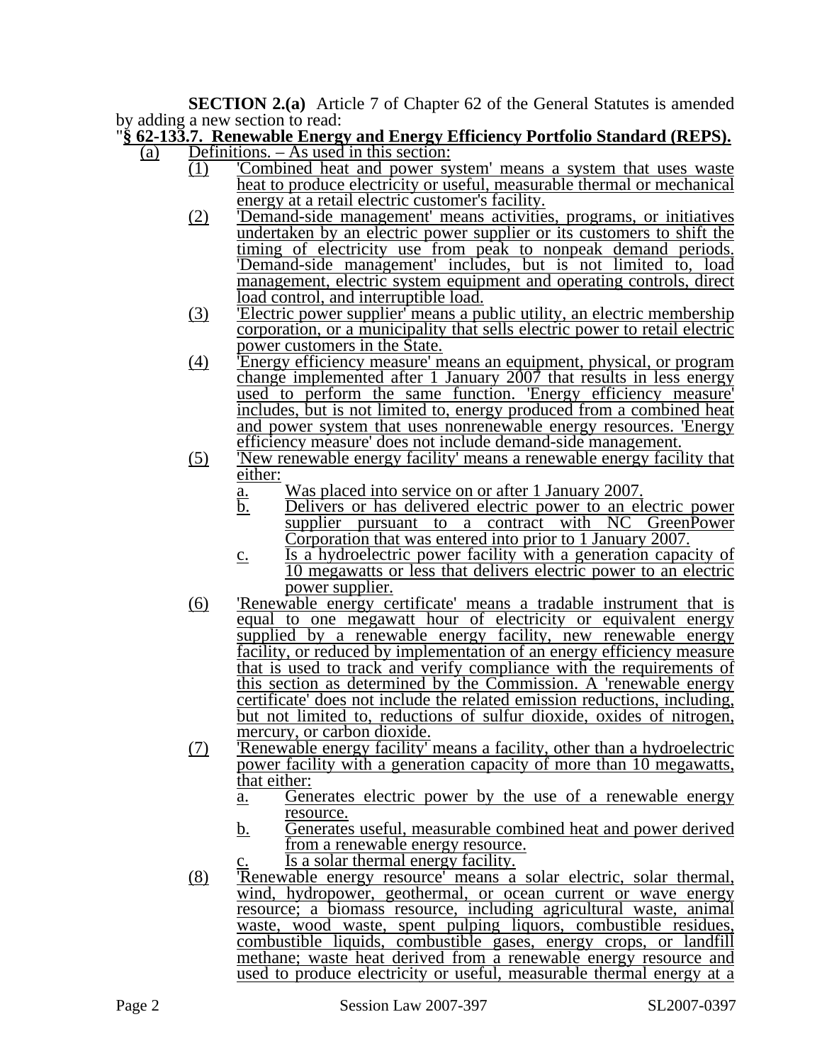**SECTION 2.(a)** Article 7 of Chapter 62 of the General Statutes is amended by adding a new section to read:

"**§ 62-133.7. Renewable Energy and Energy Efficiency Portfolio Standard (REPS).**

(a) Definitions. – As used in this section:

(1) 'Combined heat and power system' means a system that uses waste heat to produce electricity or useful, measurable thermal or mechanical energy at a retail electric customer's facility.

(2) 'Demand-side management' means activities, programs, or initiatives undertaken by an electric power supplier or its customers to shift the timing of electricity use from peak to nonpeak demand periods. 'Demand-side management' includes, but is not limited to, load management, electric system equipment and operating controls, direct load control, and interruptible load.

(3) 'Electric power supplier' means a public utility, an electric membership corporation, or a municipality that sells electric power to retail electric power customers in the State.

(4) 'Energy efficiency measure' means an equipment, physical, or program change implemented after 1 January 2007 that results in less energy used to perform the same function. 'Energy efficiency measure' includes, but is not limited to, energy produced from a combined heat and power system that uses nonrenewable energy resources. 'Energy efficiency measure' does not include demand-side management.

(5) 'New renewable energy facility' means a renewable energy facility that either:

a. Was placed into service on or after 1 January 2007.

b. Delivers or has delivered electric power to an electric power supplier pursuant to a contract with NC GreenPower Corporation that was entered into prior to 1 January 2007.

c. Is a hydroelectric power facility with a generation capacity of 10 megawatts or less that delivers electric power to an electric power supplier.

(6) 'Renewable energy certificate' means a tradable instrument that is equal to one megawatt hour of electricity or equivalent energy supplied by a renewable energy facility, new renewable energy facility, or reduced by implementation of an energy efficiency measure that is used to track and verify compliance with the requirements of this section as determined by the Commission. A 'renewable energy certificate' does not include the related emission reductions, including, but not limited to, reductions of sulfur dioxide, oxides of nitrogen, mercury, or carbon dioxide.

(7) 'Renewable energy facility' means a facility, other than a hydroelectric power facility with a generation capacity of more than 10 megawatts, that either:

a. Generates electric power by the use of a renewable energy resource.

b. Generates useful, measurable combined heat and power derived from a renewable energy resource.

c. Is a solar thermal energy facility.

(8) 'Renewable energy resource' means a solar electric, solar thermal, wind, hydropower, geothermal, or ocean current or wave energy resource; a biomass resource, including agricultural waste, animal waste, wood waste, spent pulping liquors, combustible residues, combustible liquids, combustible gases, energy crops, or landfill methane; waste heat derived from a renewable energy resource and used to produce electricity or useful, measurable thermal energy at a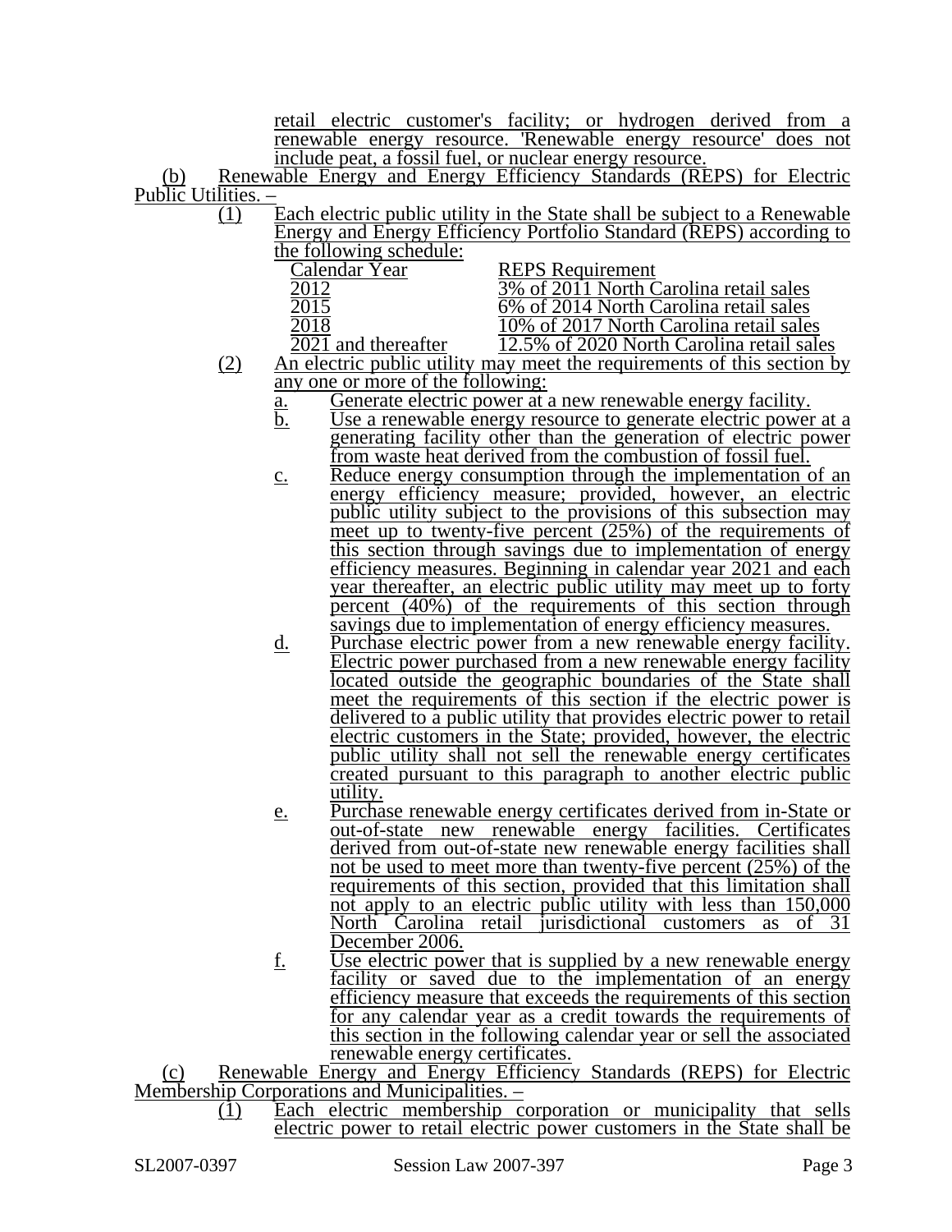retail electric customer's facility; or hydrogen derived from a renewable energy resource. 'Renewable energy resource' does not include peat, a fossil fuel, or nuclear energy resource.

(b) Renewable Energy and Energy Efficiency Standards (REPS) for Electric Public Utilities. –

(1) Each electric public utility in the State shall be subject to a Renewable Energy and Energy Efficiency Portfolio Standard (REPS) according to the following schedule:

| Calendar Year | REPS Requirement |
|---|---|
| 2012 | 3% of 2011 North Carolina retail sales |
| 2015 | 6% of 2014 North Carolina retail sales |
| 2018 | 10% of 2017 North Carolina retail sales |
| 2021 and thereafter | 12.5% of 2020 North Carolina retail sales |

(2) An electric public utility may meet the requirements of this section by any one or more of the following:

a. Generate electric power at a new renewable energy facility.

b. Use a renewable energy resource to generate electric power at a generating facility other than the generation of electric power from waste heat derived from the combustion of fossil fuel.

c. Reduce energy consumption through the implementation of an energy efficiency measure; provided, however, an electric public utility subject to the provisions of this subsection may meet up to twenty-five percent (25%) of the requirements of this section through savings due to implementation of energy efficiency measures. Beginning in calendar year 2021 and each year thereafter, an electric public utility may meet up to forty percent (40%) of the requirements of this section through savings due to implementation of energy efficiency measures.

d. Purchase electric power from a new renewable energy facility. Electric power purchased from a new renewable energy facility located outside the geographic boundaries of the State shall meet the requirements of this section if the electric power is delivered to a public utility that provides electric power to retail electric customers in the State; provided, however, the electric public utility shall not sell the renewable energy certificates created pursuant to this paragraph to another electric public utility.

e. Purchase renewable energy certificates derived from in-State or out-of-state new renewable energy facilities. Certificates derived from out-of-state new renewable energy facilities shall not be used to meet more than twenty-five percent (25%) of the requirements of this section, provided that this limitation shall not apply to an electric public utility with less than 150,000 North Carolina retail jurisdictional customers as of 31 December 2006.

f. Use electric power that is supplied by a new renewable energy facility or saved due to the implementation of an energy efficiency measure that exceeds the requirements of this section for any calendar year as a credit towards the requirements of this section in the following calendar year or sell the associated renewable energy certificates.

(c) Renewable Energy and Energy Efficiency Standards (REPS) for Electric Membership Corporations and Municipalities. –

(1) Each electric membership corporation or municipality that sells electric power to retail electric power customers in the State shall be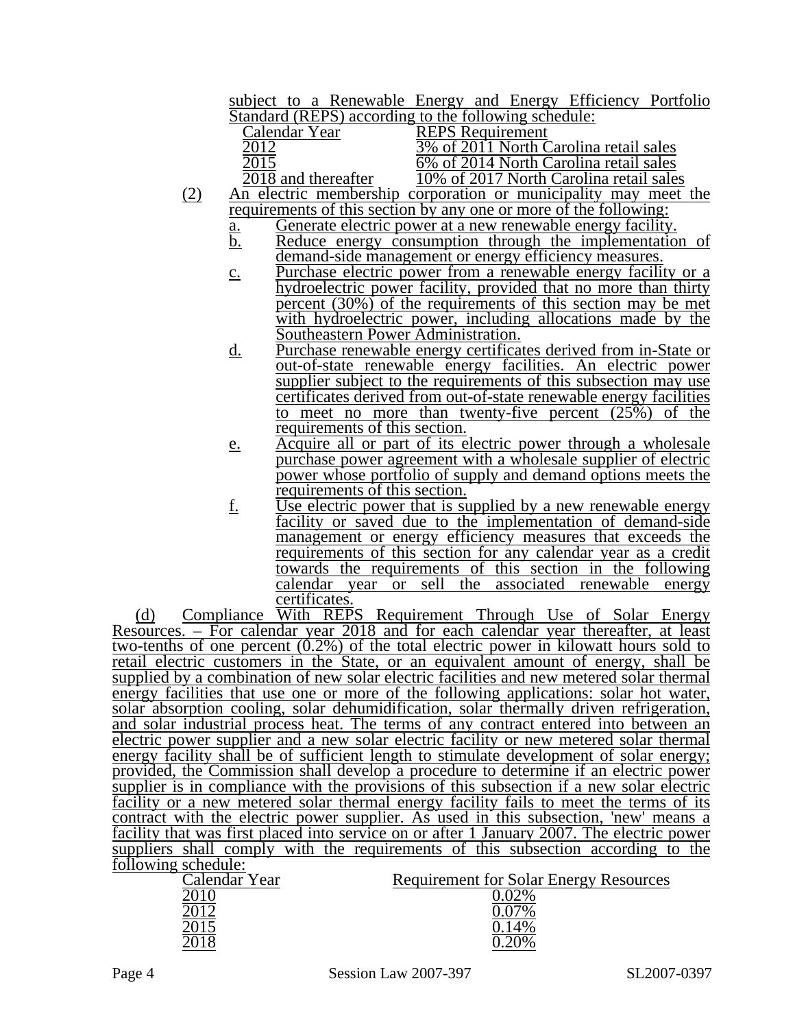subject to a Renewable Energy and Energy Efficiency Portfolio Standard (REPS) according to the following schedule:

| Calendar Year | REPS Requirement |
|---|---|
| 2012 | 3% of 2011 North Carolina retail sales |
| 2015 | 6% of 2014 North Carolina retail sales |
| 2018 and thereafter | 10% of 2017 North Carolina retail sales |

(2) An electric membership corporation or municipality may meet the requirements of this section by any one or more of the following:

a. Generate electric power at a new renewable energy facility.

b. Reduce energy consumption through the implementation of demand-side management or energy efficiency measures.

c. Purchase electric power from a renewable energy facility or a hydroelectric power facility, provided that no more than thirty percent (30%) of the requirements of this section may be met with hydroelectric power, including allocations made by the Southeastern Power Administration.

d. Purchase renewable energy certificates derived from in-State or out-of-state renewable energy facilities. An electric power supplier subject to the requirements of this subsection may use certificates derived from out-of-state renewable energy facilities to meet no more than twenty-five percent (25%) of the requirements of this section.

e. Acquire all or part of its electric power through a wholesale purchase power agreement with a wholesale supplier of electric power whose portfolio of supply and demand options meets the requirements of this section.

f. Use electric power that is supplied by a new renewable energy facility or saved due to the implementation of demand-side management or energy efficiency measures that exceeds the requirements of this section for any calendar year as a credit towards the requirements of this section in the following calendar year or sell the associated renewable energy certificates.

(d) Compliance With REPS Requirement Through Use of Solar Energy Resources. – For calendar year 2018 and for each calendar year thereafter, at least two-tenths of one percent (0.2%) of the total electric power in kilowatt hours sold to retail electric customers in the State, or an equivalent amount of energy, shall be supplied by a combination of new solar electric facilities and new metered solar thermal energy facilities that use one or more of the following applications: solar hot water, solar absorption cooling, solar dehumidification, solar thermally driven refrigeration, and solar industrial process heat. The terms of any contract entered into between an electric power supplier and a new solar electric facility or new metered solar thermal energy facility shall be of sufficient length to stimulate development of solar energy; provided, the Commission shall develop a procedure to determine if an electric power supplier is in compliance with the provisions of this subsection if a new solar electric facility or a new metered solar thermal energy facility fails to meet the terms of its contract with the electric power supplier. As used in this subsection, 'new' means a facility that was first placed into service on or after 1 January 2007. The electric power suppliers shall comply with the requirements of this subsection according to the following schedule:

| Calendar Year | Requirement for Solar Energy Resources |
|---|---|
| 2010 | 0.02% |
| 2012 | 0.07% |
| 2015 | 0.14% |
| 2018 | 0.20% |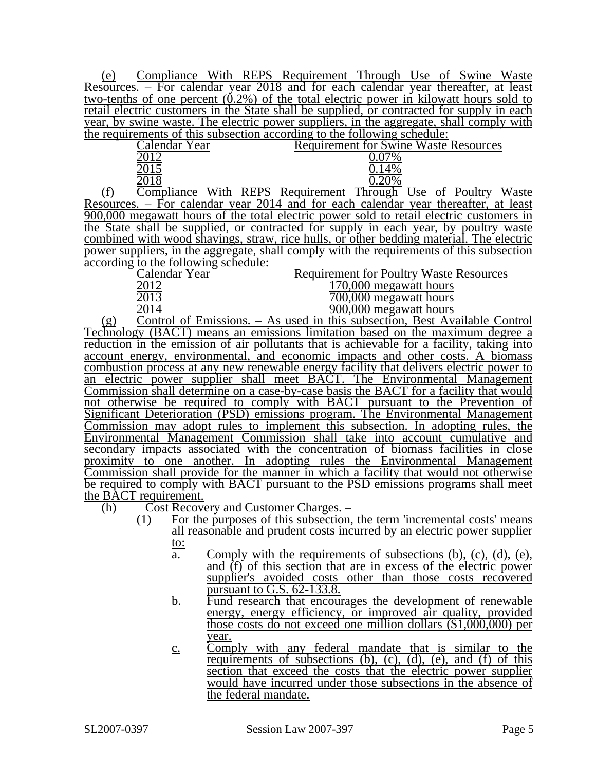(e) Compliance With REPS Requirement Through Use of Swine Waste Resources. – For calendar year 2018 and for each calendar year thereafter, at least two-tenths of one percent (0.2%) of the total electric power in kilowatt hours sold to retail electric customers in the State shall be supplied, or contracted for supply in each year, by swine waste. The electric power suppliers, in the aggregate, shall comply with the requirements of this subsection according to the following schedule:

| Calendar Year | Requirement for Swine Waste Resources |
|---|---|
| 2012 | 0.07% |
| 2015 | 0.14% |
| 2018 | 0.20% |

(f) Compliance With REPS Requirement Through Use of Poultry Waste Resources. – For calendar year 2014 and for each calendar year thereafter, at least 900,000 megawatt hours of the total electric power sold to retail electric customers in the State shall be supplied, or contracted for supply in each year, by poultry waste combined with wood shavings, straw, rice hulls, or other bedding material. The electric power suppliers, in the aggregate, shall comply with the requirements of this subsection according to the following schedule:

| Calendar Year | Requirement for Poultry Waste Resources |
|---|---|
| 2012 | 170,000 megawatt hours |
| 2013 | 700,000 megawatt hours |
| 2014 | 900,000 megawatt hours |

(g) Control of Emissions. – As used in this subsection, Best Available Control Technology (BACT) means an emissions limitation based on the maximum degree a reduction in the emission of air pollutants that is achievable for a facility, taking into account energy, environmental, and economic impacts and other costs. A biomass combustion process at any new renewable energy facility that delivers electric power to an electric power supplier shall meet BACT. The Environmental Management Commission shall determine on a case-by-case basis the BACT for a facility that would not otherwise be required to comply with BACT pursuant to the Prevention of Significant Deterioration (PSD) emissions program. The Environmental Management Commission may adopt rules to implement this subsection. In adopting rules, the Environmental Management Commission shall take into account cumulative and secondary impacts associated with the concentration of biomass facilities in close proximity to one another. In adopting rules the Environmental Management Commission shall provide for the manner in which a facility that would not otherwise be required to comply with BACT pursuant to the PSD emissions programs shall meet the BACT requirement.

(h) Cost Recovery and Customer Charges. –

(1) For the purposes of this subsection, the term 'incremental costs' means all reasonable and prudent costs incurred by an electric power supplier to:

a. Comply with the requirements of subsections (b), (c), (d), (e), and (f) of this section that are in excess of the electric power supplier's avoided costs other than those costs recovered pursuant to G.S. 62-133.8.

b. Fund research that encourages the development of renewable energy, energy efficiency, or improved air quality, provided those costs do not exceed one million dollars ($1,000,000) per year.

c. Comply with any federal mandate that is similar to the requirements of subsections (b), (c), (d), (e), and (f) of this section that exceed the costs that the electric power supplier would have incurred under those subsections in the absence of the federal mandate.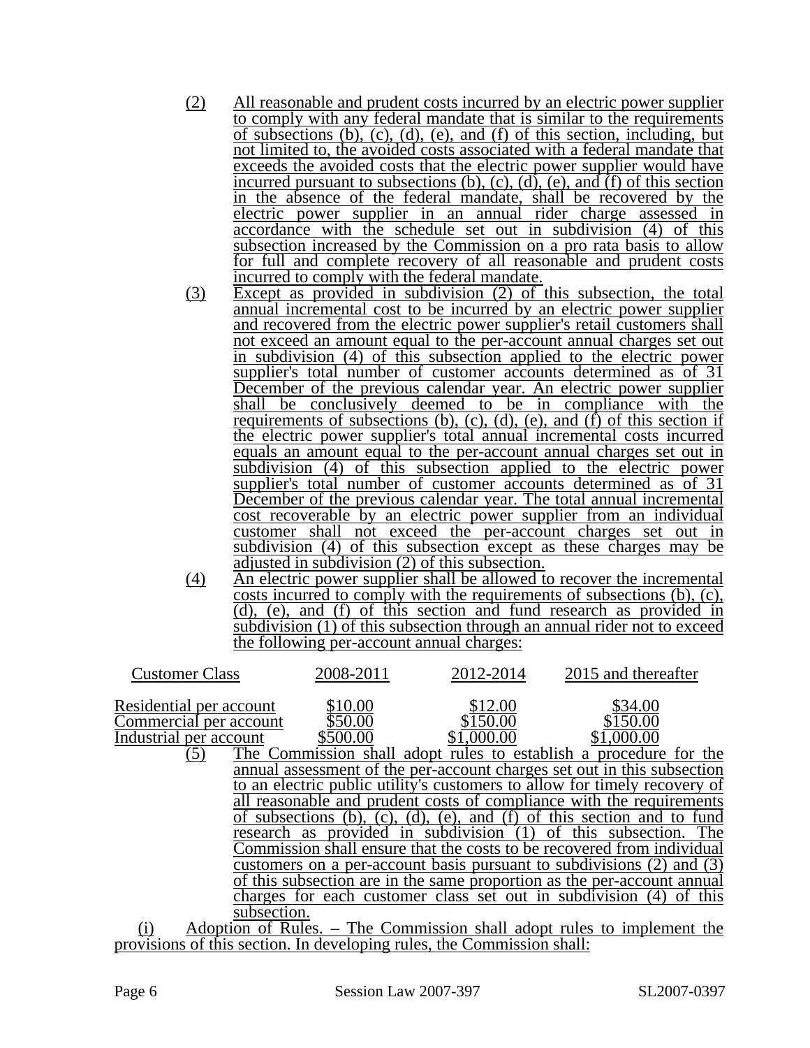(2) All reasonable and prudent costs incurred by an electric power supplier to comply with any federal mandate that is similar to the requirements of subsections (b), (c), (d), (e), and (f) of this section, including, but not limited to, the avoided costs associated with a federal mandate that exceeds the avoided costs that the electric power supplier would have incurred pursuant to subsections (b), (c), (d), (e), and (f) of this section in the absence of the federal mandate, shall be recovered by the electric power supplier in an annual rider charge assessed in accordance with the schedule set out in subdivision (4) of this subsection increased by the Commission on a pro rata basis to allow for full and complete recovery of all reasonable and prudent costs incurred to comply with the federal mandate.

(3) Except as provided in subdivision (2) of this subsection, the total annual incremental cost to be incurred by an electric power supplier and recovered from the electric power supplier's retail customers shall not exceed an amount equal to the per-account annual charges set out in subdivision (4) of this subsection applied to the electric power supplier's total number of customer accounts determined as of 31 December of the previous calendar year. An electric power supplier shall be conclusively deemed to be in compliance with the requirements of subsections (b), (c), (d), (e), and (f) of this section if the electric power supplier's total annual incremental costs incurred equals an amount equal to the per-account annual charges set out in subdivision (4) of this subsection applied to the electric power supplier's total number of customer accounts determined as of 31 December of the previous calendar year. The total annual incremental cost recoverable by an electric power supplier from an individual customer shall not exceed the per-account charges set out in subdivision (4) of this subsection except as these charges may be adjusted in subdivision (2) of this subsection.

(4) An electric power supplier shall be allowed to recover the incremental costs incurred to comply with the requirements of subsections (b), (c), (d), (e), and (f) of this section and fund research as provided in subdivision (1) of this subsection through an annual rider not to exceed the following per-account annual charges:

| Customer Class | 2008-2011 | 2012-2014 | 2015 and thereafter |
|---|---|---|---|
| Residential per account | $10.00 | $12.00 | $34.00 |
| Commercial per account | $50.00 | $150.00 | $150.00 |
| Industrial per account | $500.00 | $1,000.00 | $1,000.00 |

(5) The Commission shall adopt rules to establish a procedure for the annual assessment of the per-account charges set out in this subsection to an electric public utility's customers to allow for timely recovery of all reasonable and prudent costs of compliance with the requirements of subsections (b), (c), (d), (e), and (f) of this section and to fund research as provided in subdivision (1) of this subsection. The Commission shall ensure that the costs to be recovered from individual customers on a per-account basis pursuant to subdivisions (2) and (3) of this subsection are in the same proportion as the per-account annual charges for each customer class set out in subdivision (4) of this subsection.

(i) Adoption of Rules. – The Commission shall adopt rules to implement the provisions of this section. In developing rules, the Commission shall: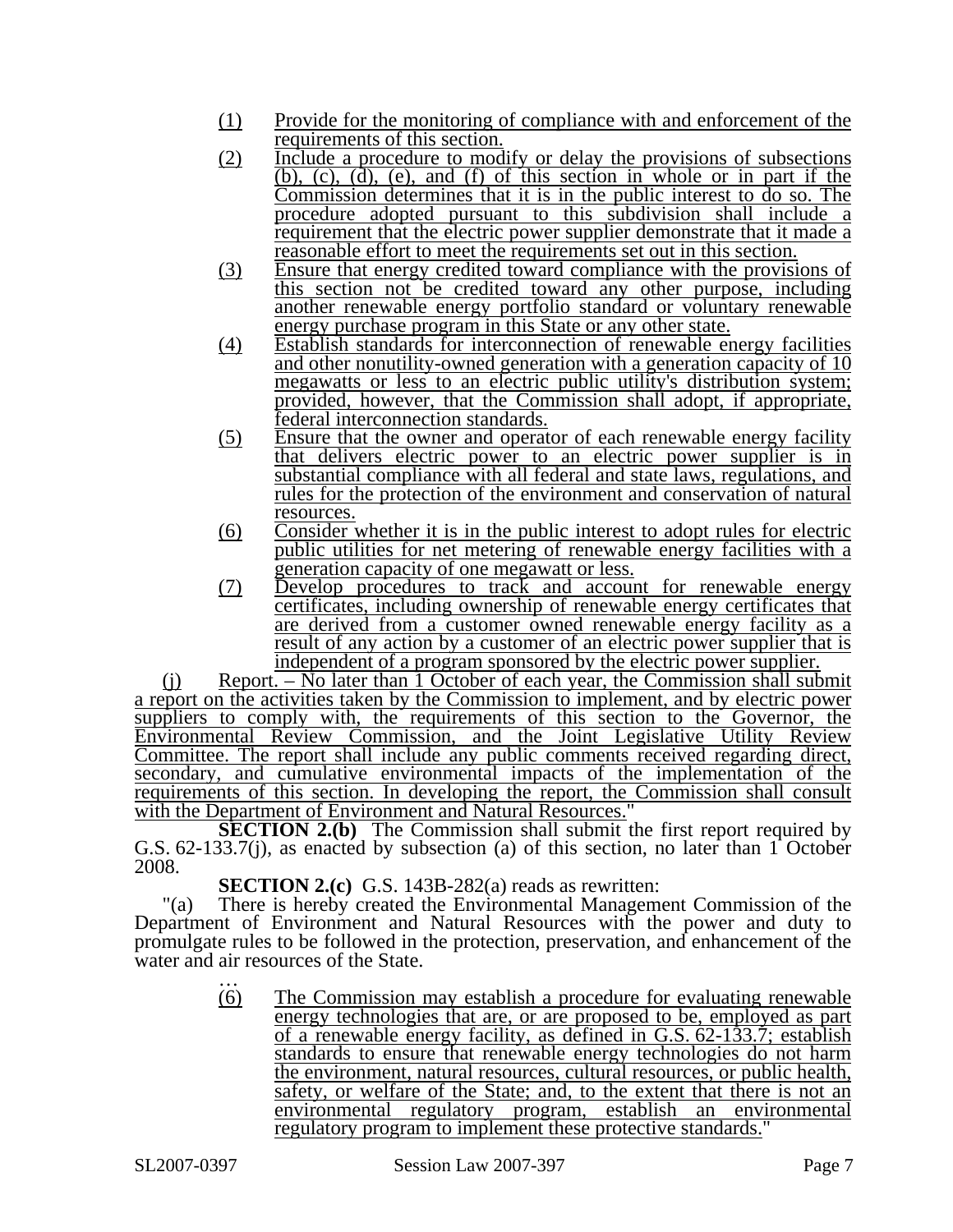(1) Provide for the monitoring of compliance with and enforcement of the requirements of this section.

(2) Include a procedure to modify or delay the provisions of subsections (b), (c), (d), (e), and (f) of this section in whole or in part if the Commission determines that it is in the public interest to do so. The procedure adopted pursuant to this subdivision shall include a requirement that the electric power supplier demonstrate that it made a reasonable effort to meet the requirements set out in this section.

(3) Ensure that energy credited toward compliance with the provisions of this section not be credited toward any other purpose, including another renewable energy portfolio standard or voluntary renewable energy purchase program in this State or any other state.

(4) Establish standards for interconnection of renewable energy facilities and other nonutility-owned generation with a generation capacity of 10 megawatts or less to an electric public utility's distribution system; provided, however, that the Commission shall adopt, if appropriate, federal interconnection standards.

(5) Ensure that the owner and operator of each renewable energy facility that delivers electric power to an electric power supplier is in substantial compliance with all federal and state laws, regulations, and rules for the protection of the environment and conservation of natural resources.

(6) Consider whether it is in the public interest to adopt rules for electric public utilities for net metering of renewable energy facilities with a generation capacity of one megawatt or less.

(7) Develop procedures to track and account for renewable energy certificates, including ownership of renewable energy certificates that are derived from a customer owned renewable energy facility as a result of any action by a customer of an electric power supplier that is independent of a program sponsored by the electric power supplier.

(j) Report. – No later than 1 October of each year, the Commission shall submit a report on the activities taken by the Commission to implement, and by electric power suppliers to comply with, the requirements of this section to the Governor, the Environmental Review Commission, and the Joint Legislative Utility Review Committee. The report shall include any public comments received regarding direct, secondary, and cumulative environmental impacts of the implementation of the requirements of this section. In developing the report, the Commission shall consult with the Department of Environment and Natural Resources."

**SECTION 2.(b)** The Commission shall submit the first report required by G.S. 62-133.7(j), as enacted by subsection (a) of this section, no later than 1 October 2008.

**SECTION 2.(c)** G.S. 143B-282(a) reads as rewritten:

"(a) There is hereby created the Environmental Management Commission of the Department of Environment and Natural Resources with the power and duty to promulgate rules to be followed in the protection, preservation, and enhancement of the water and air resources of the State.

…

(6) The Commission may establish a procedure for evaluating renewable energy technologies that are, or are proposed to be, employed as part of a renewable energy facility, as defined in G.S. 62-133.7; establish standards to ensure that renewable energy technologies do not harm the environment, natural resources, cultural resources, or public health, safety, or welfare of the State; and, to the extent that there is not an environmental regulatory program, establish an environmental regulatory program to implement these protective standards."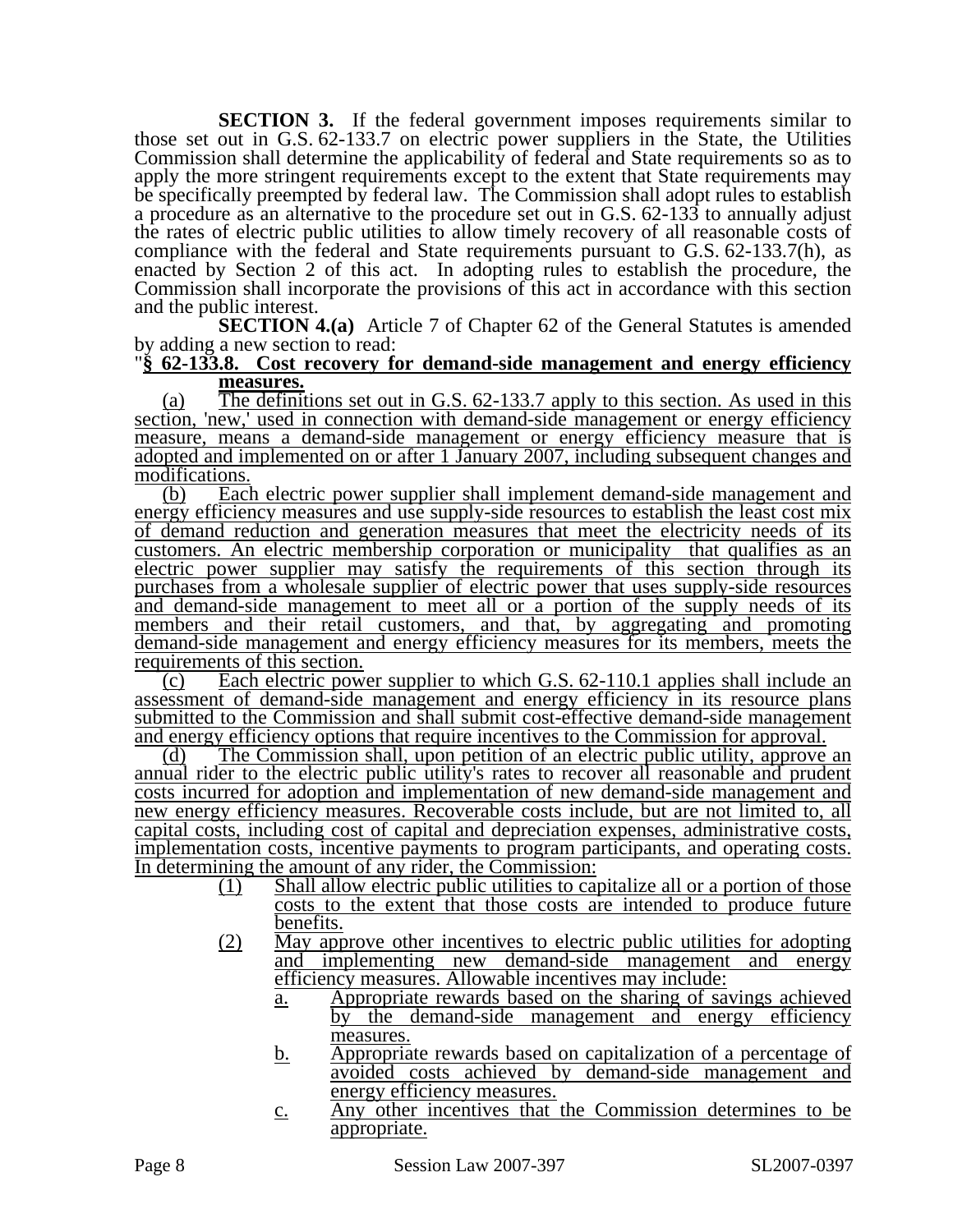**SECTION 3.** If the federal government imposes requirements similar to those set out in G.S. 62-133.7 on electric power suppliers in the State, the Utilities Commission shall determine the applicability of federal and State requirements so as to apply the more stringent requirements except to the extent that State requirements may be specifically preempted by federal law. The Commission shall adopt rules to establish a procedure as an alternative to the procedure set out in G.S. 62-133 to annually adjust the rates of electric public utilities to allow timely recovery of all reasonable costs of compliance with the federal and State requirements pursuant to G.S. 62-133.7(h), as enacted by Section 2 of this act. In adopting rules to establish the procedure, the Commission shall incorporate the provisions of this act in accordance with this section and the public interest.

**SECTION 4.(a)** Article 7 of Chapter 62 of the General Statutes is amended by adding a new section to read:

"**§ 62-133.8. Cost recovery for demand-side management and energy efficiency measures.**

(a) The definitions set out in G.S. 62-133.7 apply to this section. As used in this section, 'new,' used in connection with demand-side management or energy efficiency measure, means a demand-side management or energy efficiency measure that is adopted and implemented on or after 1 January 2007, including subsequent changes and modifications.

(b) Each electric power supplier shall implement demand-side management and energy efficiency measures and use supply-side resources to establish the least cost mix of demand reduction and generation measures that meet the electricity needs of its customers. An electric membership corporation or municipality that qualifies as an electric power supplier may satisfy the requirements of this section through its purchases from a wholesale supplier of electric power that uses supply-side resources and demand-side management to meet all or a portion of the supply needs of its members and their retail customers, and that, by aggregating and promoting demand-side management and energy efficiency measures for its members, meets the requirements of this section.

(c) Each electric power supplier to which G.S. 62-110.1 applies shall include an assessment of demand-side management and energy efficiency in its resource plans submitted to the Commission and shall submit cost-effective demand-side management and energy efficiency options that require incentives to the Commission for approval.

(d) The Commission shall, upon petition of an electric public utility, approve an annual rider to the electric public utility's rates to recover all reasonable and prudent costs incurred for adoption and implementation of new demand-side management and new energy efficiency measures. Recoverable costs include, but are not limited to, all capital costs, including cost of capital and depreciation expenses, administrative costs, implementation costs, incentive payments to program participants, and operating costs. In determining the amount of any rider, the Commission:

(1) Shall allow electric public utilities to capitalize all or a portion of those costs to the extent that those costs are intended to produce future benefits.

(2) May approve other incentives to electric public utilities for adopting and implementing new demand-side management and energy efficiency measures. Allowable incentives may include:

a. Appropriate rewards based on the sharing of savings achieved by the demand-side management and energy efficiency measures.

b. Appropriate rewards based on capitalization of a percentage of avoided costs achieved by demand-side management and energy efficiency measures.

c. Any other incentives that the Commission determines to be appropriate.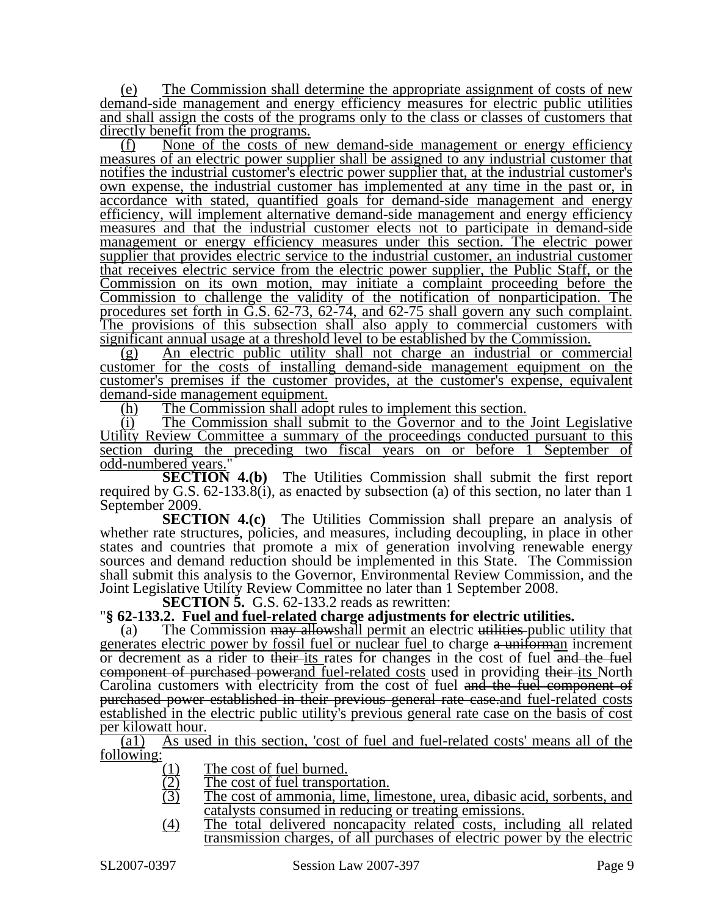(e) The Commission shall determine the appropriate assignment of costs of new demand-side management and energy efficiency measures for electric public utilities and shall assign the costs of the programs only to the class or classes of customers that directly benefit from the programs.

(f) None of the costs of new demand-side management or energy efficiency measures of an electric power supplier shall be assigned to any industrial customer that notifies the industrial customer's electric power supplier that, at the industrial customer's own expense, the industrial customer has implemented at any time in the past or, in accordance with stated, quantified goals for demand-side management and energy efficiency, will implement alternative demand-side management and energy efficiency measures and that the industrial customer elects not to participate in demand-side management or energy efficiency measures under this section. The electric power supplier that provides electric service to the industrial customer, an industrial customer that receives electric service from the electric power supplier, the Public Staff, or the Commission on its own motion, may initiate a complaint proceeding before the Commission to challenge the validity of the notification of nonparticipation. The procedures set forth in G.S. 62-73, 62-74, and 62-75 shall govern any such complaint. The provisions of this subsection shall also apply to commercial customers with significant annual usage at a threshold level to be established by the Commission.

(g) An electric public utility shall not charge an industrial or commercial customer for the costs of installing demand-side management equipment on the customer's premises if the customer provides, at the customer's expense, equivalent demand-side management equipment.

(h) The Commission shall adopt rules to implement this section.

(i) The Commission shall submit to the Governor and to the Joint Legislative Utility Review Committee a summary of the proceedings conducted pursuant to this section during the preceding two fiscal years on or before 1 September of odd-numbered years."

**SECTION 4.(b)** The Utilities Commission shall submit the first report required by G.S. 62-133.8(i), as enacted by subsection (a) of this section, no later than 1 September 2009.

**SECTION 4.(c)** The Utilities Commission shall prepare an analysis of whether rate structures, policies, and measures, including decoupling, in place in other states and countries that promote a mix of generation involving renewable energy sources and demand reduction should be implemented in this State. The Commission shall submit this analysis to the Governor, Environmental Review Commission, and the Joint Legislative Utility Review Committee no later than 1 September 2008.

**SECTION 5.** G.S. 62-133.2 reads as rewritten:

"**§ 62-133.2. Fuel and fuel-related charge adjustments for electric utilities.**

(a) The Commission ~~may allow~~shall permit an electric ~~utilities~~ public utility that generates electric power by fossil fuel or nuclear fuel to charge ~~a uniform~~an increment or decrement as a rider to ~~their~~ its rates for changes in the cost of fuel ~~and the fuel component of purchased power~~and fuel-related costs used in providing ~~their~~ its North Carolina customers with electricity from the cost of fuel ~~and the fuel component of purchased power established in their previous general rate case.~~and fuel-related costs established in the electric public utility's previous general rate case on the basis of cost per kilowatt hour.

(a1) As used in this section, 'cost of fuel and fuel-related costs' means all of the following:

(1) The cost of fuel burned.
(2) The cost of fuel transportation.
(3) The cost of ammonia, lime, limestone, urea, dibasic acid, sorbents, and catalysts consumed in reducing or treating emissions.
(4) The total delivered noncapacity related costs, including all related transmission charges, of all purchases of electric power by the electric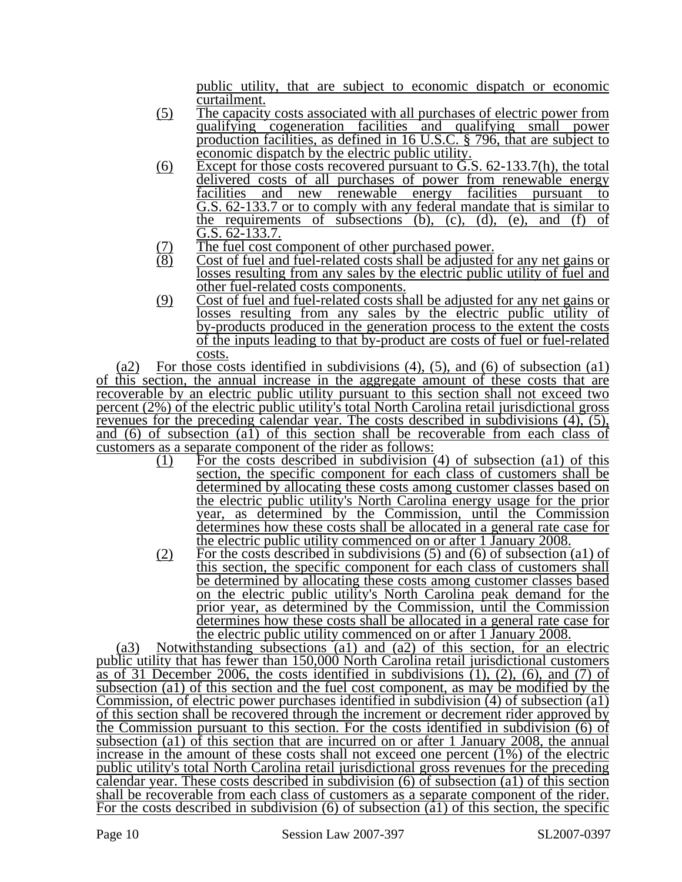public utility, that are subject to economic dispatch or economic curtailment.

(5) The capacity costs associated with all purchases of electric power from qualifying cogeneration facilities and qualifying small power production facilities, as defined in 16 U.S.C. § 796, that are subject to economic dispatch by the electric public utility.

(6) Except for those costs recovered pursuant to G.S. 62-133.7(h), the total delivered costs of all purchases of power from renewable energy facilities and new renewable energy facilities pursuant to G.S. 62-133.7 or to comply with any federal mandate that is similar to the requirements of subsections (b), (c), (d), (e), and (f) of G.S. 62-133.7.

(7) The fuel cost component of other purchased power.

(8) Cost of fuel and fuel-related costs shall be adjusted for any net gains or losses resulting from any sales by the electric public utility of fuel and other fuel-related costs components.

(9) Cost of fuel and fuel-related costs shall be adjusted for any net gains or losses resulting from any sales by the electric public utility of by-products produced in the generation process to the extent the costs of the inputs leading to that by-product are costs of fuel or fuel-related costs.

(a2) For those costs identified in subdivisions (4), (5), and (6) of subsection (a1) of this section, the annual increase in the aggregate amount of these costs that are recoverable by an electric public utility pursuant to this section shall not exceed two percent (2%) of the electric public utility's total North Carolina retail jurisdictional gross revenues for the preceding calendar year. The costs described in subdivisions (4), (5), and (6) of subsection (a1) of this section shall be recoverable from each class of customers as a separate component of the rider as follows:

(1) For the costs described in subdivision (4) of subsection (a1) of this section, the specific component for each class of customers shall be determined by allocating these costs among customer classes based on the electric public utility's North Carolina energy usage for the prior year, as determined by the Commission, until the Commission determines how these costs shall be allocated in a general rate case for the electric public utility commenced on or after 1 January 2008.

(2) For the costs described in subdivisions (5) and (6) of subsection (a1) of this section, the specific component for each class of customers shall be determined by allocating these costs among customer classes based on the electric public utility's North Carolina peak demand for the prior year, as determined by the Commission, until the Commission determines how these costs shall be allocated in a general rate case for the electric public utility commenced on or after 1 January 2008.

(a3) Notwithstanding subsections (a1) and (a2) of this section, for an electric public utility that has fewer than 150,000 North Carolina retail jurisdictional customers as of 31 December 2006, the costs identified in subdivisions (1), (2), (6), and (7) of subsection (a1) of this section and the fuel cost component, as may be modified by the Commission, of electric power purchases identified in subdivision (4) of subsection (a1) of this section shall be recovered through the increment or decrement rider approved by the Commission pursuant to this section. For the costs identified in subdivision (6) of subsection (a1) of this section that are incurred on or after 1 January 2008, the annual increase in the amount of these costs shall not exceed one percent (1%) of the electric public utility's total North Carolina retail jurisdictional gross revenues for the preceding calendar year. These costs described in subdivision (6) of subsection (a1) of this section shall be recoverable from each class of customers as a separate component of the rider. For the costs described in subdivision (6) of subsection (a1) of this section, the specific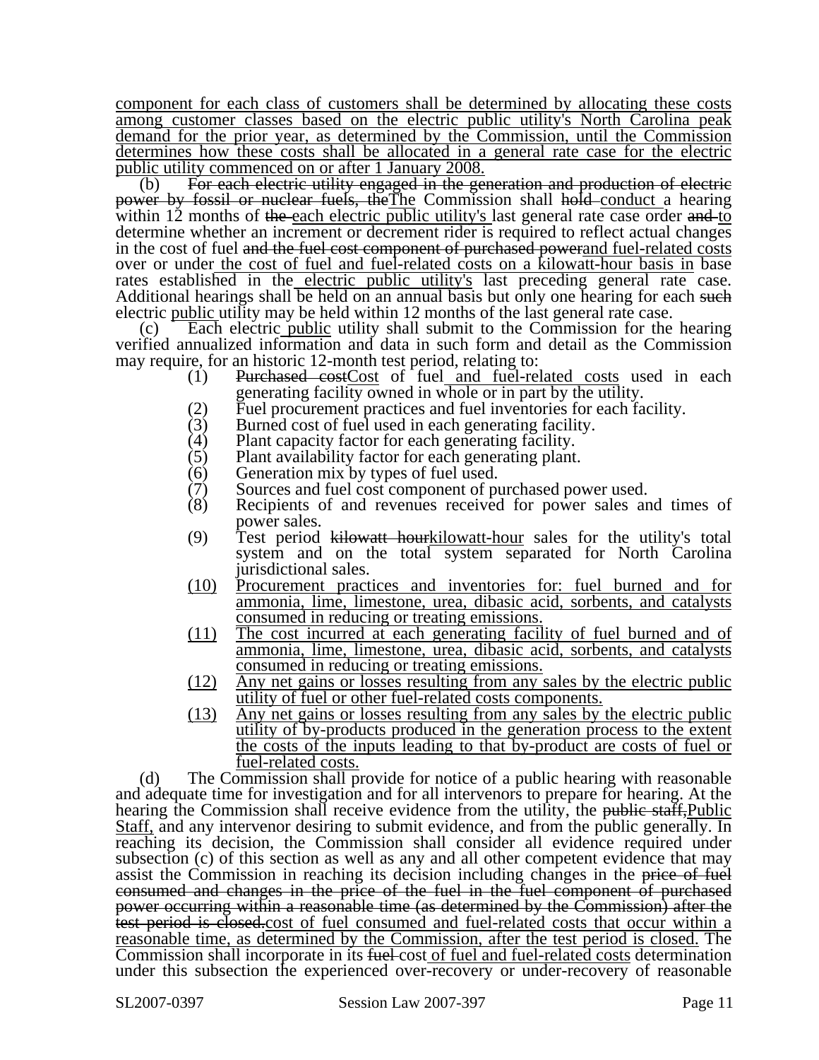component for each class of customers shall be determined by allocating these costs among customer classes based on the electric public utility's North Carolina peak demand for the prior year, as determined by the Commission, until the Commission determines how these costs shall be allocated in a general rate case for the electric public utility commenced on or after 1 January 2008.

(b) ~~For each electric utility engaged in the generation and production of electric power by fossil or nuclear fuels, the~~The Commission shall ~~hold~~ conduct a hearing within 12 months of ~~the~~ each electric public utility's last general rate case order ~~and~~ to determine whether an increment or decrement rider is required to reflect actual changes in the cost of fuel ~~and the fuel cost component of purchased power~~and fuel-related costs over or under the cost of fuel and fuel-related costs on a kilowatt-hour basis in base rates established in the electric public utility's last preceding general rate case. Additional hearings shall be held on an annual basis but only one hearing for each ~~such~~ electric public utility may be held within 12 months of the last general rate case.

(c) Each electric public utility shall submit to the Commission for the hearing verified annualized information and data in such form and detail as the Commission may require, for an historic 12-month test period, relating to:

(1) ~~Purchased cost~~Cost of fuel and fuel-related costs used in each generating facility owned in whole or in part by the utility.
(2) Fuel procurement practices and fuel inventories for each facility.
(3) Burned cost of fuel used in each generating facility.
(4) Plant capacity factor for each generating facility.
(5) Plant availability factor for each generating plant.
(6) Generation mix by types of fuel used.
(7) Sources and fuel cost component of purchased power used.
(8) Recipients of and revenues received for power sales and times of power sales.
(9) Test period ~~kilowatt hour~~kilowatt-hour sales for the utility's total system and on the total system separated for North Carolina jurisdictional sales.
(10) Procurement practices and inventories for: fuel burned and for ammonia, lime, limestone, urea, dibasic acid, sorbents, and catalysts consumed in reducing or treating emissions.
(11) The cost incurred at each generating facility of fuel burned and of ammonia, lime, limestone, urea, dibasic acid, sorbents, and catalysts consumed in reducing or treating emissions.
(12) Any net gains or losses resulting from any sales by the electric public utility of fuel or other fuel-related costs components.
(13) Any net gains or losses resulting from any sales by the electric public utility of by-products produced in the generation process to the extent the costs of the inputs leading to that by-product are costs of fuel or fuel-related costs.

(d) The Commission shall provide for notice of a public hearing with reasonable and adequate time for investigation and for all intervenors to prepare for hearing. At the hearing the Commission shall receive evidence from the utility, the ~~public staff,~~Public Staff, and any intervenor desiring to submit evidence, and from the public generally. In reaching its decision, the Commission shall consider all evidence required under subsection (c) of this section as well as any and all other competent evidence that may assist the Commission in reaching its decision including changes in the ~~price of fuel consumed and changes in the price of the fuel in the fuel component of purchased power occurring within a reasonable time (as determined by the Commission) after the test period is closed.~~cost of fuel consumed and fuel-related costs that occur within a reasonable time, as determined by the Commission, after the test period is closed. The Commission shall incorporate in its ~~fuel~~ cost of fuel and fuel-related costs determination under this subsection the experienced over-recovery or under-recovery of reasonable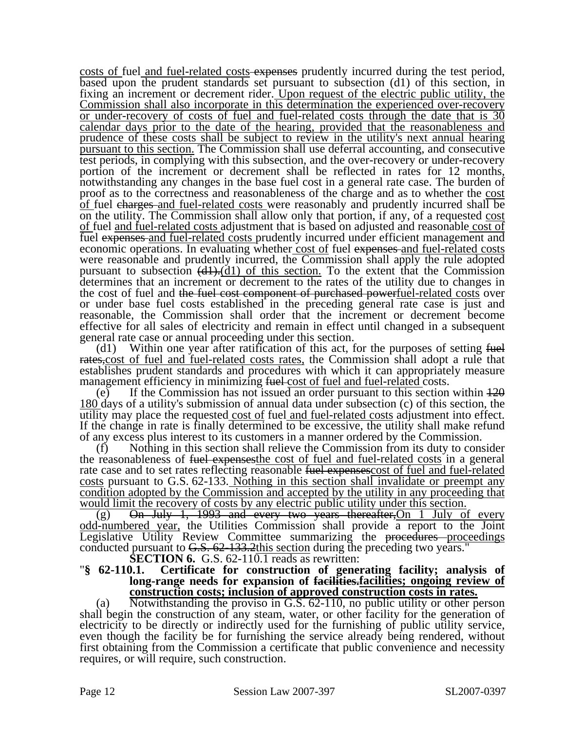costs of fuel and fuel-related costs expenses prudently incurred during the test period, based upon the prudent standards set pursuant to subsection (d1) of this section, in fixing an increment or decrement rider. Upon request of the electric public utility, the Commission shall also incorporate in this determination the experienced over-recovery or under-recovery of costs of fuel and fuel-related costs through the date that is 30 calendar days prior to the date of the hearing, provided that the reasonableness and prudence of these costs shall be subject to review in the utility's next annual hearing pursuant to this section. The Commission shall use deferral accounting, and consecutive test periods, in complying with this subsection, and the over-recovery or under-recovery portion of the increment or decrement shall be reflected in rates for 12 months, notwithstanding any changes in the base fuel cost in a general rate case. The burden of proof as to the correctness and reasonableness of the charge and as to whether the cost of fuel charges and fuel-related costs were reasonably and prudently incurred shall be on the utility. The Commission shall allow only that portion, if any, of a requested cost of fuel and fuel-related costs adjustment that is based on adjusted and reasonable cost of fuel expenses and fuel-related costs prudently incurred under efficient management and economic operations. In evaluating whether cost of fuel expenses and fuel-related costs were reasonable and prudently incurred, the Commission shall apply the rule adopted pursuant to subsection (d1).(d1) of this section. To the extent that the Commission determines that an increment or decrement to the rates of the utility due to changes in the cost of fuel and the fuel cost component of purchased powerfuel-related costs over or under base fuel costs established in the preceding general rate case is just and reasonable, the Commission shall order that the increment or decrement become effective for all sales of electricity and remain in effect until changed in a subsequent general rate case or annual proceeding under this section.

(d1) Within one year after ratification of this act, for the purposes of setting fuel rates,cost of fuel and fuel-related costs rates, the Commission shall adopt a rule that establishes prudent standards and procedures with which it can appropriately measure management efficiency in minimizing fuel cost of fuel and fuel-related costs.

(e) If the Commission has not issued an order pursuant to this section within 120 180 days of a utility's submission of annual data under subsection (c) of this section, the utility may place the requested cost of fuel and fuel-related costs adjustment into effect. If the change in rate is finally determined to be excessive, the utility shall make refund of any excess plus interest to its customers in a manner ordered by the Commission.

(f) Nothing in this section shall relieve the Commission from its duty to consider the reasonableness of fuel expensesthe cost of fuel and fuel-related costs in a general rate case and to set rates reflecting reasonable fuel expensescost of fuel and fuel-related costs pursuant to G.S. 62-133. Nothing in this section shall invalidate or preempt any condition adopted by the Commission and accepted by the utility in any proceeding that would limit the recovery of costs by any electric public utility under this section.

(g) On July 1, 1993 and every two years thereafter,On 1 July of every odd-numbered year, the Utilities Commission shall provide a report to the Joint Legislative Utility Review Committee summarizing the procedures proceedings conducted pursuant to G.S. 62-133.2this section during the preceding two years."

**SECTION 6.** G.S. 62-110.1 reads as rewritten:

"**§ 62-110.1. Certificate for construction of generating facility; analysis of long-range needs for expansion of facilities.facilities; ongoing review of construction costs; inclusion of approved construction costs in rates.**

(a) Notwithstanding the proviso in G.S. 62-110, no public utility or other person shall begin the construction of any steam, water, or other facility for the generation of electricity to be directly or indirectly used for the furnishing of public utility service, even though the facility be for furnishing the service already being rendered, without first obtaining from the Commission a certificate that public convenience and necessity requires, or will require, such construction.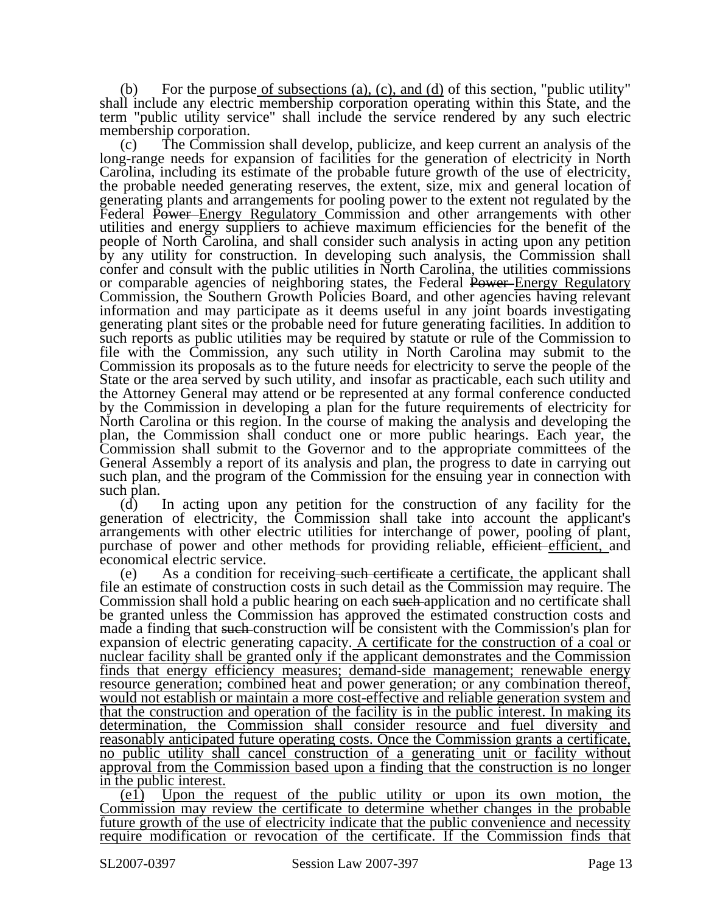(b) For the purpose<u> of subsections (a), (c), and (d)</u> of this section, "public utility" shall include any electric membership corporation operating within this State, and the term "public utility service" shall include the service rendered by any such electric membership corporation.

(c) The Commission shall develop, publicize, and keep current an analysis of the long-range needs for expansion of facilities for the generation of electricity in North Carolina, including its estimate of the probable future growth of the use of electricity, the probable needed generating reserves, the extent, size, mix and general location of generating plants and arrangements for pooling power to the extent not regulated by the Federal ~~Power~~ <u>Energy Regulatory</u> Commission and other arrangements with other utilities and energy suppliers to achieve maximum efficiencies for the benefit of the people of North Carolina, and shall consider such analysis in acting upon any petition by any utility for construction. In developing such analysis, the Commission shall confer and consult with the public utilities in North Carolina, the utilities commissions or comparable agencies of neighboring states, the Federal ~~Power~~ <u>Energy Regulatory</u> Commission, the Southern Growth Policies Board, and other agencies having relevant information and may participate as it deems useful in any joint boards investigating generating plant sites or the probable need for future generating facilities. In addition to such reports as public utilities may be required by statute or rule of the Commission to file with the Commission, any such utility in North Carolina may submit to the Commission its proposals as to the future needs for electricity to serve the people of the State or the area served by such utility, and insofar as practicable, each such utility and the Attorney General may attend or be represented at any formal conference conducted by the Commission in developing a plan for the future requirements of electricity for North Carolina or this region. In the course of making the analysis and developing the plan, the Commission shall conduct one or more public hearings. Each year, the Commission shall submit to the Governor and to the appropriate committees of the General Assembly a report of its analysis and plan, the progress to date in carrying out such plan, and the program of the Commission for the ensuing year in connection with such plan.

(d) In acting upon any petition for the construction of any facility for the generation of electricity, the Commission shall take into account the applicant's arrangements with other electric utilities for interchange of power, pooling of plant, purchase of power and other methods for providing reliable, ~~efficient~~ <u>efficient,</u> and economical electric service.

(e) As a condition for receiving ~~such certificate~~ <u>a certificate,</u> the applicant shall file an estimate of construction costs in such detail as the Commission may require. The Commission shall hold a public hearing on each ~~such~~ application and no certificate shall be granted unless the Commission has approved the estimated construction costs and made a finding that ~~such~~ construction will be consistent with the Commission's plan for expansion of electric generating capacity. <u>A certificate for the construction of a coal or nuclear facility shall be granted only if the applicant demonstrates and the Commission finds that energy efficiency measures; demand-side management; renewable energy resource generation; combined heat and power generation; or any combination thereof, would not establish or maintain a more cost-effective and reliable generation system and that the construction and operation of the facility is in the public interest. In making its determination, the Commission shall consider resource and fuel diversity and reasonably anticipated future operating costs. Once the Commission grants a certificate, no public utility shall cancel construction of a generating unit or facility without approval from the Commission based upon a finding that the construction is no longer in the public interest.</u>

<u>(e1) Upon the request of the public utility or upon its own motion, the Commission may review the certificate to determine whether changes in the probable future growth of the use of electricity indicate that the public convenience and necessity require modification or revocation of the certificate. If the Commission finds that</u>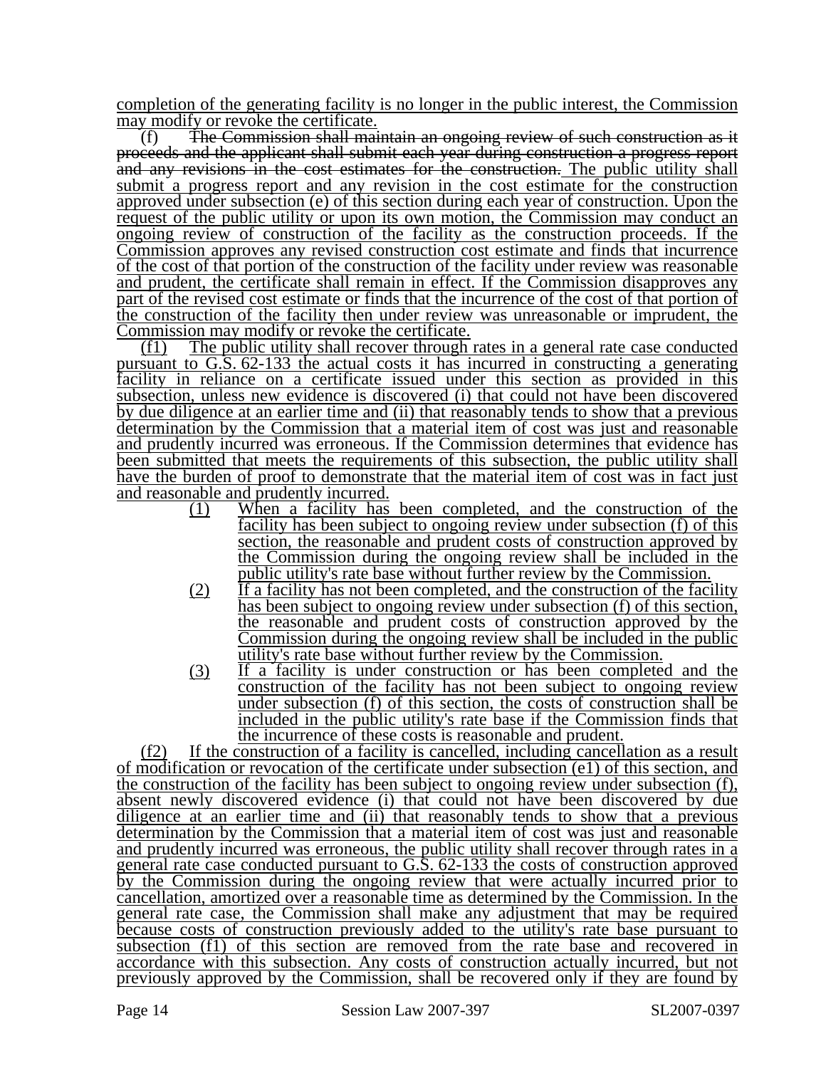completion of the generating facility is no longer in the public interest, the Commission may modify or revoke the certificate.

(f) ~~The Commission shall maintain an ongoing review of such construction as it proceeds and the applicant shall submit each year during construction a progress report and any revisions in the cost estimates for the construction.~~ The public utility shall submit a progress report and any revision in the cost estimate for the construction approved under subsection (e) of this section during each year of construction. Upon the request of the public utility or upon its own motion, the Commission may conduct an ongoing review of construction of the facility as the construction proceeds. If the Commission approves any revised construction cost estimate and finds that incurrence of the cost of that portion of the construction of the facility under review was reasonable and prudent, the certificate shall remain in effect. If the Commission disapproves any part of the revised cost estimate or finds that the incurrence of the cost of that portion of the construction of the facility then under review was unreasonable or imprudent, the Commission may modify or revoke the certificate.

(f1) The public utility shall recover through rates in a general rate case conducted pursuant to G.S. 62-133 the actual costs it has incurred in constructing a generating facility in reliance on a certificate issued under this section as provided in this subsection, unless new evidence is discovered (i) that could not have been discovered by due diligence at an earlier time and (ii) that reasonably tends to show that a previous determination by the Commission that a material item of cost was just and reasonable and prudently incurred was erroneous. If the Commission determines that evidence has been submitted that meets the requirements of this subsection, the public utility shall have the burden of proof to demonstrate that the material item of cost was in fact just and reasonable and prudently incurred.

(1) When a facility has been completed, and the construction of the facility has been subject to ongoing review under subsection (f) of this section, the reasonable and prudent costs of construction approved by the Commission during the ongoing review shall be included in the public utility's rate base without further review by the Commission.

(2) If a facility has not been completed, and the construction of the facility has been subject to ongoing review under subsection (f) of this section, the reasonable and prudent costs of construction approved by the Commission during the ongoing review shall be included in the public utility's rate base without further review by the Commission.

(3) If a facility is under construction or has been completed and the construction of the facility has not been subject to ongoing review under subsection (f) of this section, the costs of construction shall be included in the public utility's rate base if the Commission finds that the incurrence of these costs is reasonable and prudent.

(f2) If the construction of a facility is cancelled, including cancellation as a result of modification or revocation of the certificate under subsection (e1) of this section, and the construction of the facility has been subject to ongoing review under subsection (f), absent newly discovered evidence (i) that could not have been discovered by due diligence at an earlier time and (ii) that reasonably tends to show that a previous determination by the Commission that a material item of cost was just and reasonable and prudently incurred was erroneous, the public utility shall recover through rates in a general rate case conducted pursuant to G.S. 62-133 the costs of construction approved by the Commission during the ongoing review that were actually incurred prior to cancellation, amortized over a reasonable time as determined by the Commission. In the general rate case, the Commission shall make any adjustment that may be required because costs of construction previously added to the utility's rate base pursuant to subsection (f1) of this section are removed from the rate base and recovered in accordance with this subsection. Any costs of construction actually incurred, but not previously approved by the Commission, shall be recovered only if they are found by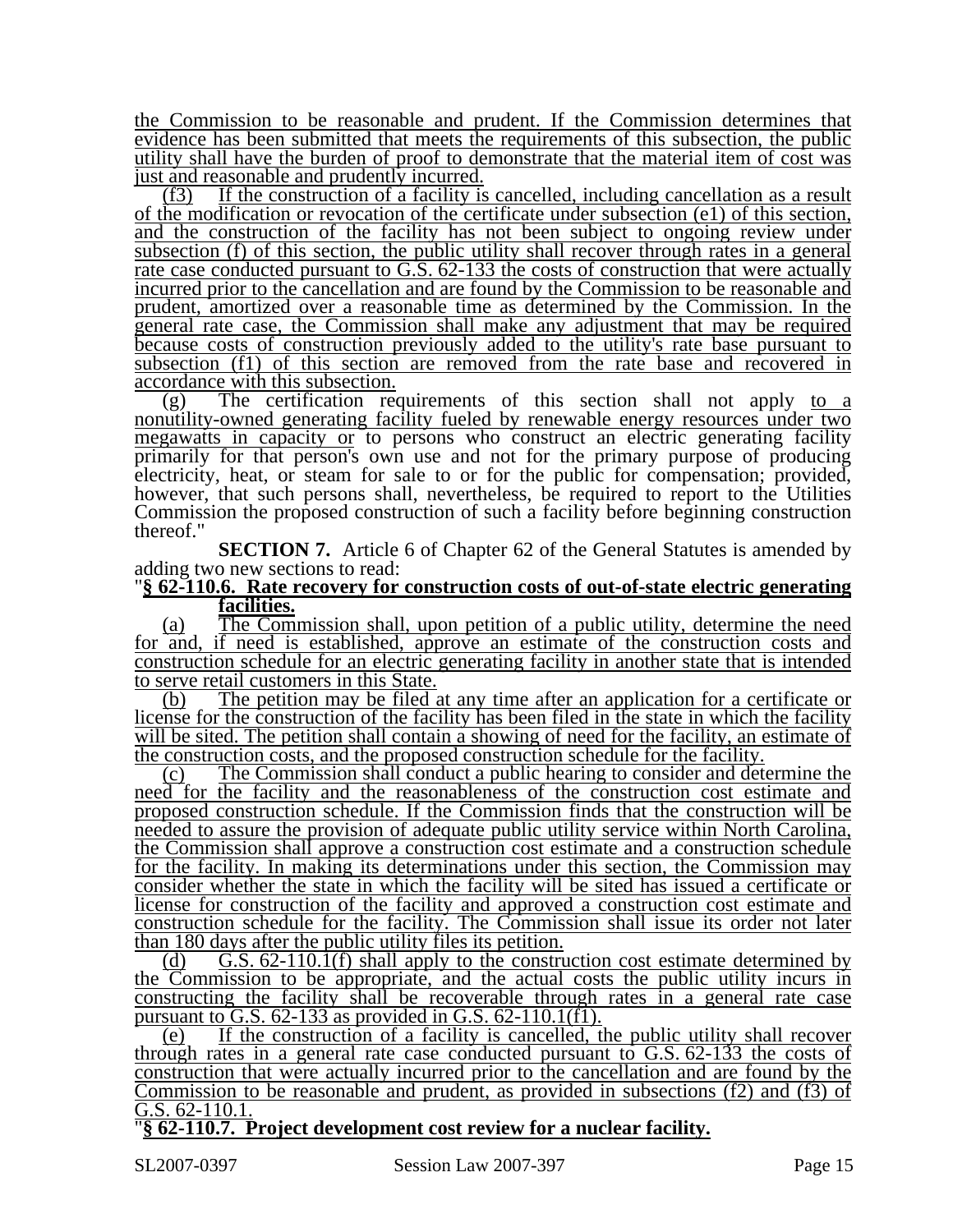the Commission to be reasonable and prudent. If the Commission determines that evidence has been submitted that meets the requirements of this subsection, the public utility shall have the burden of proof to demonstrate that the material item of cost was just and reasonable and prudently incurred.

(f3) If the construction of a facility is cancelled, including cancellation as a result of the modification or revocation of the certificate under subsection (e1) of this section, and the construction of the facility has not been subject to ongoing review under subsection (f) of this section, the public utility shall recover through rates in a general rate case conducted pursuant to G.S. 62-133 the costs of construction that were actually incurred prior to the cancellation and are found by the Commission to be reasonable and prudent, amortized over a reasonable time as determined by the Commission. In the general rate case, the Commission shall make any adjustment that may be required because costs of construction previously added to the utility's rate base pursuant to subsection (f1) of this section are removed from the rate base and recovered in accordance with this subsection.

(g) The certification requirements of this section shall not apply to a nonutility-owned generating facility fueled by renewable energy resources under two megawatts in capacity or to persons who construct an electric generating facility primarily for that person's own use and not for the primary purpose of producing electricity, heat, or steam for sale to or for the public for compensation; provided, however, that such persons shall, nevertheless, be required to report to the Utilities Commission the proposed construction of such a facility before beginning construction thereof."

**SECTION 7.** Article 6 of Chapter 62 of the General Statutes is amended by adding two new sections to read:

"**§ 62-110.6. Rate recovery for construction costs of out-of-state electric generating facilities.**

(a) The Commission shall, upon petition of a public utility, determine the need for and, if need is established, approve an estimate of the construction costs and construction schedule for an electric generating facility in another state that is intended to serve retail customers in this State.

(b) The petition may be filed at any time after an application for a certificate or license for the construction of the facility has been filed in the state in which the facility will be sited. The petition shall contain a showing of need for the facility, an estimate of the construction costs, and the proposed construction schedule for the facility.

(c) The Commission shall conduct a public hearing to consider and determine the need for the facility and the reasonableness of the construction cost estimate and proposed construction schedule. If the Commission finds that the construction will be needed to assure the provision of adequate public utility service within North Carolina, the Commission shall approve a construction cost estimate and a construction schedule for the facility. In making its determinations under this section, the Commission may consider whether the state in which the facility will be sited has issued a certificate or license for construction of the facility and approved a construction cost estimate and construction schedule for the facility. The Commission shall issue its order not later than 180 days after the public utility files its petition.

(d) G.S. 62-110.1(f) shall apply to the construction cost estimate determined by the Commission to be appropriate, and the actual costs the public utility incurs in constructing the facility shall be recoverable through rates in a general rate case pursuant to G.S. 62-133 as provided in G.S. 62-110.1(f1).

(e) If the construction of a facility is cancelled, the public utility shall recover through rates in a general rate case conducted pursuant to G.S. 62-133 the costs of construction that were actually incurred prior to the cancellation and are found by the Commission to be reasonable and prudent, as provided in subsections (f2) and (f3) of G.S. 62-110.1.

"**§ 62-110.7. Project development cost review for a nuclear facility.**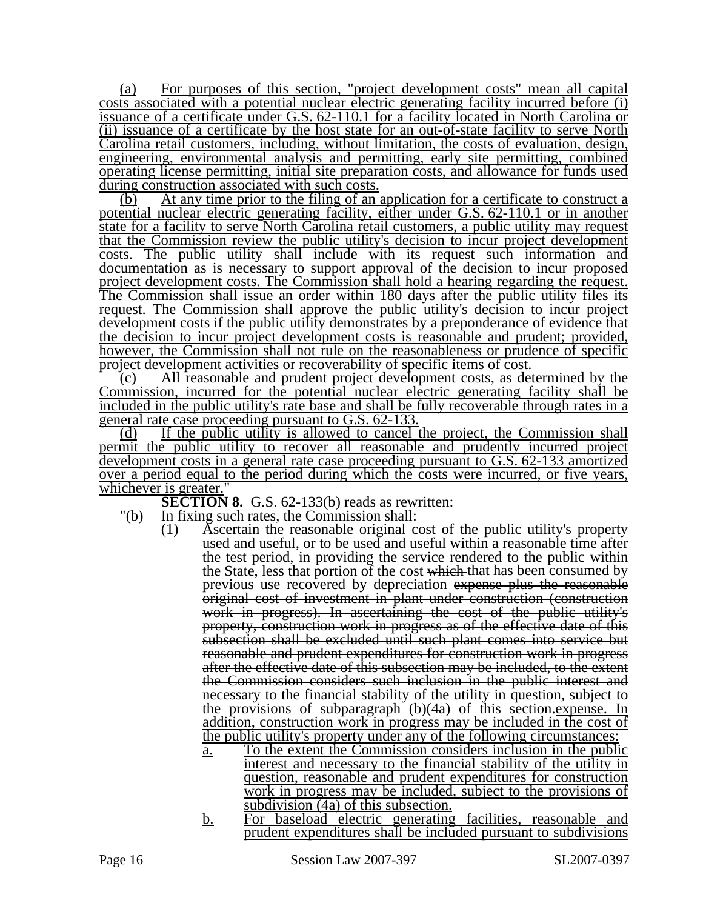(a) For purposes of this section, "project development costs" mean all capital costs associated with a potential nuclear electric generating facility incurred before (i) issuance of a certificate under G.S. 62-110.1 for a facility located in North Carolina or (ii) issuance of a certificate by the host state for an out-of-state facility to serve North Carolina retail customers, including, without limitation, the costs of evaluation, design, engineering, environmental analysis and permitting, early site permitting, combined operating license permitting, initial site preparation costs, and allowance for funds used during construction associated with such costs.

(b) At any time prior to the filing of an application for a certificate to construct a potential nuclear electric generating facility, either under G.S. 62-110.1 or in another state for a facility to serve North Carolina retail customers, a public utility may request that the Commission review the public utility's decision to incur project development costs. The public utility shall include with its request such information and documentation as is necessary to support approval of the decision to incur proposed project development costs. The Commission shall hold a hearing regarding the request. The Commission shall issue an order within 180 days after the public utility files its request. The Commission shall approve the public utility's decision to incur project development costs if the public utility demonstrates by a preponderance of evidence that the decision to incur project development costs is reasonable and prudent; provided, however, the Commission shall not rule on the reasonableness or prudence of specific project development activities or recoverability of specific items of cost.

(c) All reasonable and prudent project development costs, as determined by the Commission, incurred for the potential nuclear electric generating facility shall be included in the public utility's rate base and shall be fully recoverable through rates in a general rate case proceeding pursuant to G.S. 62-133.

(d) If the public utility is allowed to cancel the project, the Commission shall permit the public utility to recover all reasonable and prudently incurred project development costs in a general rate case proceeding pursuant to G.S. 62-133 amortized over a period equal to the period during which the costs were incurred, or five years, whichever is greater."

**SECTION 8.** G.S. 62-133(b) reads as rewritten:

"(b) In fixing such rates, the Commission shall:

(1) Ascertain the reasonable original cost of the public utility's property used and useful, or to be used and useful within a reasonable time after the test period, in providing the service rendered to the public within the State, less that portion of the cost ~~which~~ that has been consumed by previous use recovered by depreciation ~~expense plus the reasonable original cost of investment in plant under construction (construction work in progress). In ascertaining the cost of the public utility's property, construction work in progress as of the effective date of this subsection shall be excluded until such plant comes into service but reasonable and prudent expenditures for construction work in progress after the effective date of this subsection may be included, to the extent the Commission considers such inclusion in the public interest and necessary to the financial stability of the utility in question, subject to the provisions of subparagraph (b)(4a) of this section.~~ expense. In addition, construction work in progress may be included in the cost of the public utility's property under any of the following circumstances:

a. To the extent the Commission considers inclusion in the public interest and necessary to the financial stability of the utility in question, reasonable and prudent expenditures for construction work in progress may be included, subject to the provisions of subdivision (4a) of this subsection.

b. For baseload electric generating facilities, reasonable and prudent expenditures shall be included pursuant to subdivisions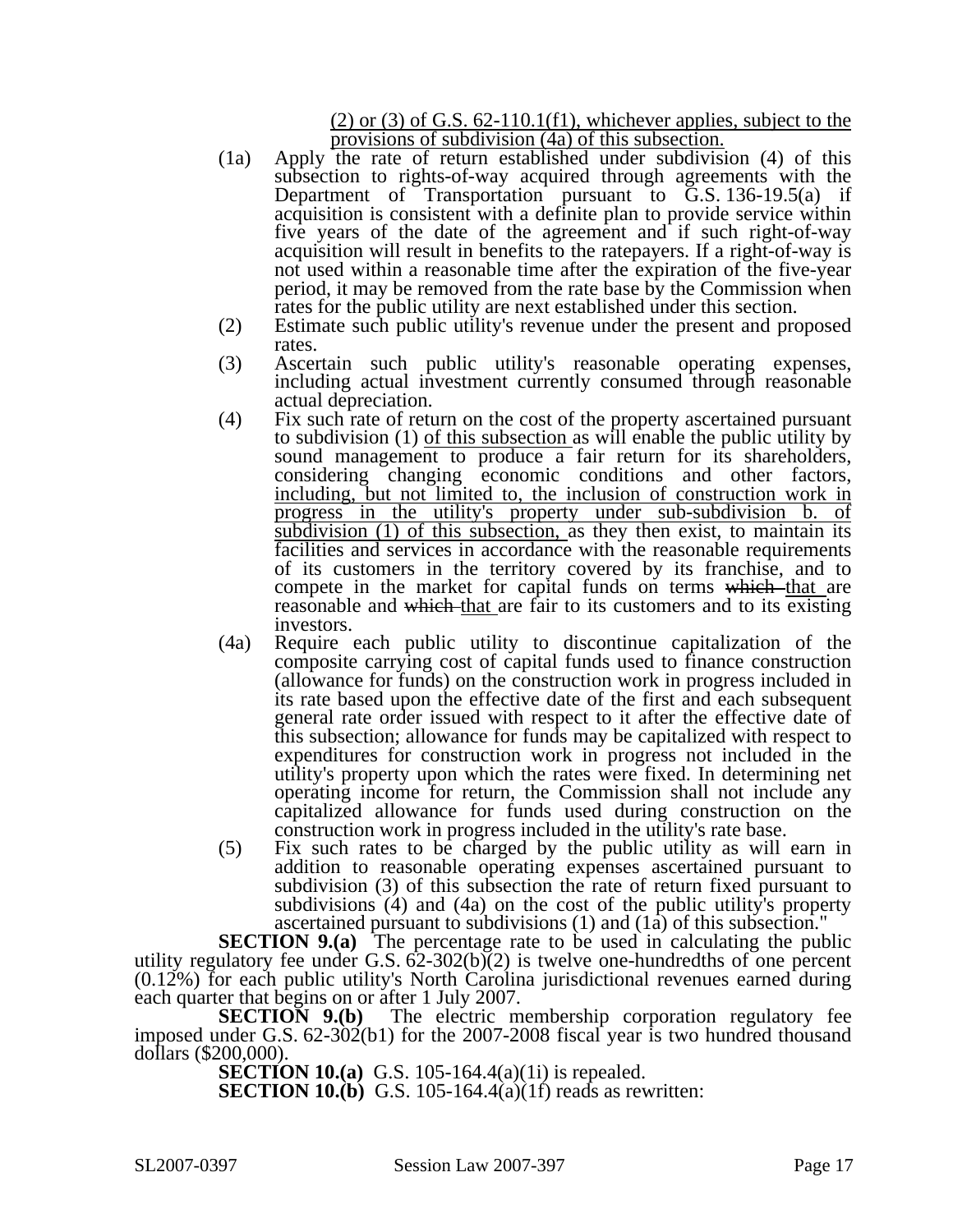(2) or (3) of G.S. 62-110.1(f1), whichever applies, subject to the provisions of subdivision (4a) of this subsection.

(1a) Apply the rate of return established under subdivision (4) of this subsection to rights-of-way acquired through agreements with the Department of Transportation pursuant to G.S. 136-19.5(a) if acquisition is consistent with a definite plan to provide service within five years of the date of the agreement and if such right-of-way acquisition will result in benefits to the ratepayers. If a right-of-way is not used within a reasonable time after the expiration of the five-year period, it may be removed from the rate base by the Commission when rates for the public utility are next established under this section.

(2) Estimate such public utility's revenue under the present and proposed rates.

(3) Ascertain such public utility's reasonable operating expenses, including actual investment currently consumed through reasonable actual depreciation.

(4) Fix such rate of return on the cost of the property ascertained pursuant to subdivision (1) of this subsection as will enable the public utility by sound management to produce a fair return for its shareholders, considering changing economic conditions and other factors, including, but not limited to, the inclusion of construction work in progress in the utility's property under sub-subdivision b. of subdivision (1) of this subsection, as they then exist, to maintain its facilities and services in accordance with the reasonable requirements of its customers in the territory covered by its franchise, and to compete in the market for capital funds on terms ~~which~~ that are reasonable and ~~which~~ that are fair to its customers and to its existing investors.

(4a) Require each public utility to discontinue capitalization of the composite carrying cost of capital funds used to finance construction (allowance for funds) on the construction work in progress included in its rate based upon the effective date of the first and each subsequent general rate order issued with respect to it after the effective date of this subsection; allowance for funds may be capitalized with respect to expenditures for construction work in progress not included in the utility's property upon which the rates were fixed. In determining net operating income for return, the Commission shall not include any capitalized allowance for funds used during construction on the construction work in progress included in the utility's rate base.

(5) Fix such rates to be charged by the public utility as will earn in addition to reasonable operating expenses ascertained pursuant to subdivision (3) of this subsection the rate of return fixed pursuant to subdivisions (4) and (4a) on the cost of the public utility's property ascertained pursuant to subdivisions (1) and (1a) of this subsection."

**SECTION 9.(a)** The percentage rate to be used in calculating the public utility regulatory fee under G.S. 62-302(b)(2) is twelve one-hundredths of one percent (0.12%) for each public utility's North Carolina jurisdictional revenues earned during each quarter that begins on or after 1 July 2007.

**SECTION 9.(b)** The electric membership corporation regulatory fee imposed under G.S. 62-302(b1) for the 2007-2008 fiscal year is two hundred thousand dollars ($200,000).

**SECTION 10.(a)** G.S. 105-164.4(a)(1i) is repealed.

**SECTION 10.(b)** G.S. 105-164.4(a)(1f) reads as rewritten: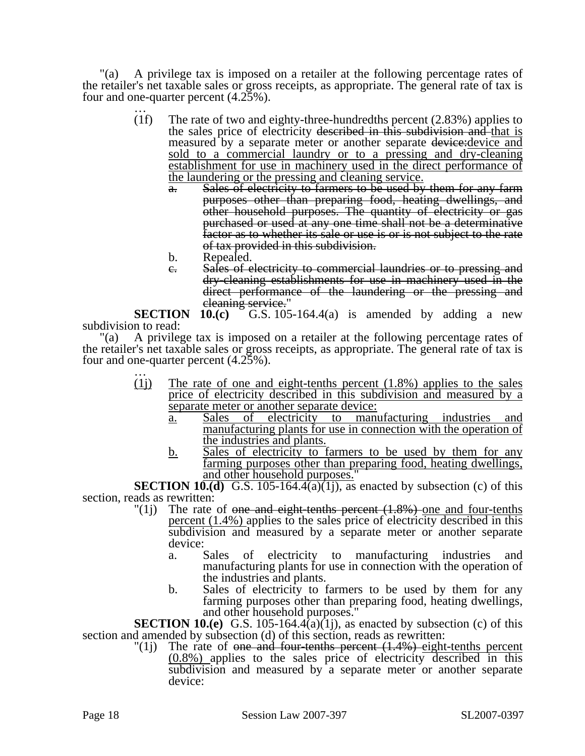"(a) A privilege tax is imposed on a retailer at the following percentage rates of the retailer's net taxable sales or gross receipts, as appropriate. The general rate of tax is four and one-quarter percent (4.25%).

…

(1f) The rate of two and eighty-three-hundredths percent (2.83%) applies to the sales price of electricity ~~described in this subdivision and~~ that is measured by a separate meter or another separate ~~device:~~device and sold to a commercial laundry or to a pressing and dry-cleaning establishment for use in machinery used in the direct performance of the laundering or the pressing and cleaning service.

a. ~~Sales of electricity to farmers to be used by them for any farm purposes other than preparing food, heating dwellings, and other household purposes. The quantity of electricity or gas purchased or used at any one time shall not be a determinative factor as to whether its sale or use is or is not subject to the rate of tax provided in this subdivision.~~

b. Repealed.

c. ~~Sales of electricity to commercial laundries or to pressing and dry-cleaning establishments for use in machinery used in the direct performance of the laundering or the pressing and cleaning service.~~"

**SECTION 10.(c)** G.S. 105-164.4(a) is amended by adding a new subdivision to read:

"(a) A privilege tax is imposed on a retailer at the following percentage rates of the retailer's net taxable sales or gross receipts, as appropriate. The general rate of tax is four and one-quarter percent (4.25%).

…

(1j) The rate of one and eight-tenths percent (1.8%) applies to the sales price of electricity described in this subdivision and measured by a separate meter or another separate device:

a. Sales of electricity to manufacturing industries and manufacturing plants for use in connection with the operation of the industries and plants.

b. Sales of electricity to farmers to be used by them for any farming purposes other than preparing food, heating dwellings, and other household purposes."

**SECTION 10.(d)** G.S. 105-164.4(a)(1j), as enacted by subsection (c) of this section, reads as rewritten:

"(1j) The rate of ~~one and eight-tenths percent (1.8%)~~ one and four-tenths percent (1.4%) applies to the sales price of electricity described in this subdivision and measured by a separate meter or another separate device:

a. Sales of electricity to manufacturing industries and manufacturing plants for use in connection with the operation of the industries and plants.

b. Sales of electricity to farmers to be used by them for any farming purposes other than preparing food, heating dwellings, and other household purposes."

**SECTION 10.(e)** G.S. 105-164.4(a)(1j), as enacted by subsection (c) of this section and amended by subsection (d) of this section, reads as rewritten:

"(1j) The rate of ~~one and four-tenths percent (1.4%)~~ eight-tenths percent (0.8%) applies to the sales price of electricity described in this subdivision and measured by a separate meter or another separate device: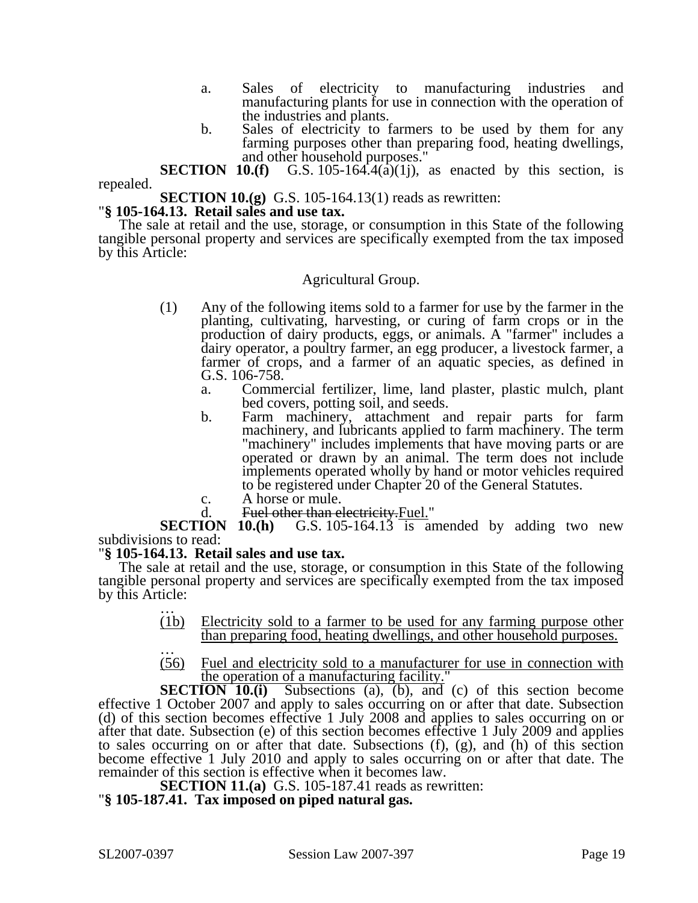a. Sales of electricity to manufacturing industries and manufacturing plants for use in connection with the operation of the industries and plants.

b. Sales of electricity to farmers to be used by them for any farming purposes other than preparing food, heating dwellings, and other household purposes."

**SECTION 10.(f)** G.S. 105-164.4(a)(1j), as enacted by this section, is repealed.

**SECTION 10.(g)** G.S. 105-164.13(1) reads as rewritten:

"**§ 105-164.13. Retail sales and use tax.**

The sale at retail and the use, storage, or consumption in this State of the following tangible personal property and services are specifically exempted from the tax imposed by this Article:

Agricultural Group.

(1) Any of the following items sold to a farmer for use by the farmer in the planting, cultivating, harvesting, or curing of farm crops or in the production of dairy products, eggs, or animals. A "farmer" includes a dairy operator, a poultry farmer, an egg producer, a livestock farmer, a farmer of crops, and a farmer of an aquatic species, as defined in G.S. 106-758.

a. Commercial fertilizer, lime, land plaster, plastic mulch, plant bed covers, potting soil, and seeds.

b. Farm machinery, attachment and repair parts for farm machinery, and lubricants applied to farm machinery. The term "machinery" includes implements that have moving parts or are operated or drawn by an animal. The term does not include implements operated wholly by hand or motor vehicles required to be registered under Chapter 20 of the General Statutes.

c. A horse or mule.

d. ~~Fuel other than electricity.~~<u>Fuel.</u>"

**SECTION 10.(h)** G.S. 105-164.13 is amended by adding two new subdivisions to read:

"**§ 105-164.13. Retail sales and use tax.**

The sale at retail and the use, storage, or consumption in this State of the following tangible personal property and services are specifically exempted from the tax imposed by this Article:

…

<u>(1b) Electricity sold to a farmer to be used for any farming purpose other than preparing food, heating dwellings, and other household purposes.</u>

…

<u>(56) Fuel and electricity sold to a manufacturer for use in connection with the operation of a manufacturing facility.</u>"

**SECTION 10.(i)** Subsections (a), (b), and (c) of this section become effective 1 October 2007 and apply to sales occurring on or after that date. Subsection (d) of this section becomes effective 1 July 2008 and applies to sales occurring on or after that date. Subsection (e) of this section becomes effective 1 July 2009 and applies to sales occurring on or after that date. Subsections (f), (g), and (h) of this section become effective 1 July 2010 and apply to sales occurring on or after that date. The remainder of this section is effective when it becomes law.

**SECTION 11.(a)** G.S. 105-187.41 reads as rewritten:

"**§ 105-187.41. Tax imposed on piped natural gas.**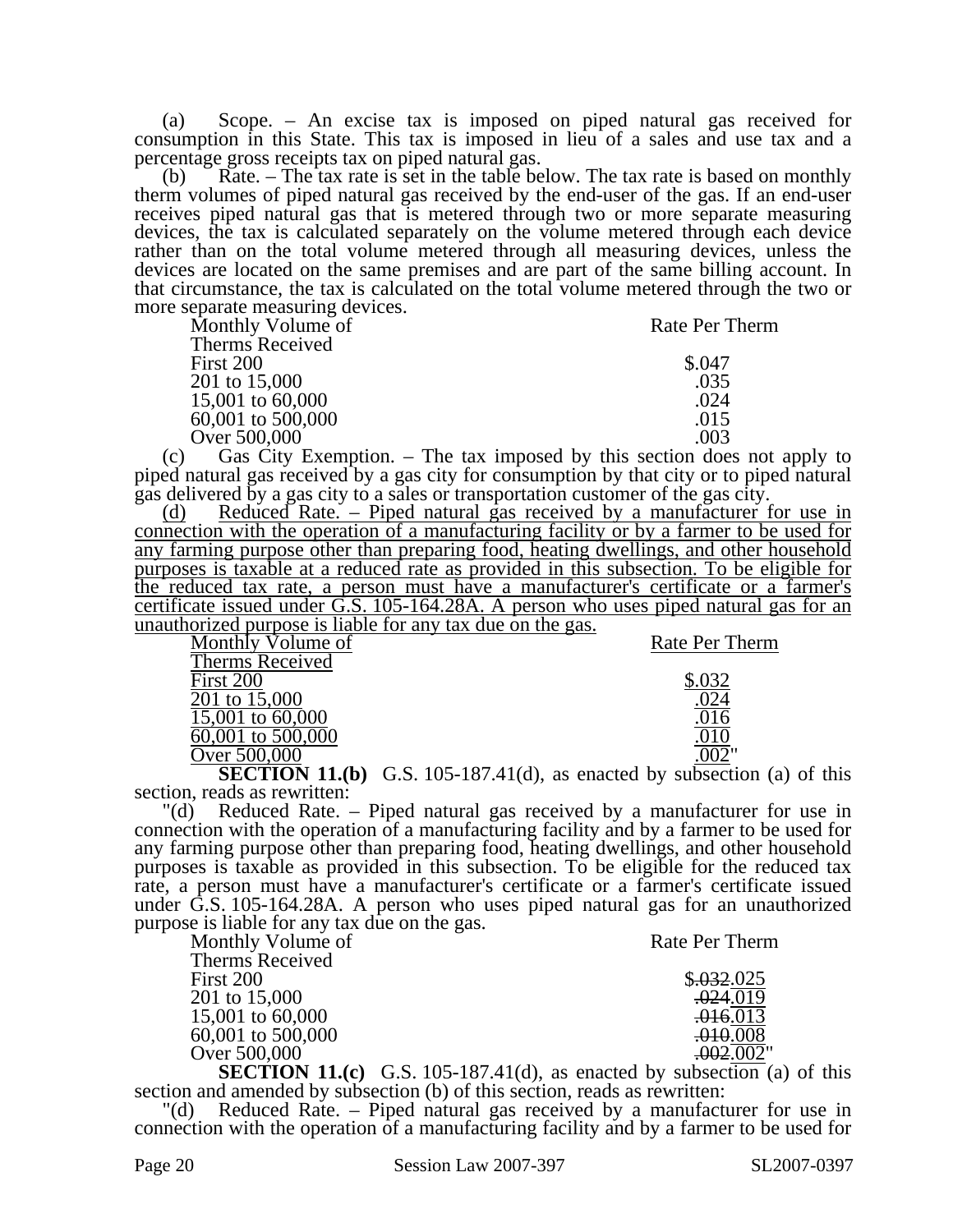(a) Scope. – An excise tax is imposed on piped natural gas received for consumption in this State. This tax is imposed in lieu of a sales and use tax and a percentage gross receipts tax on piped natural gas.

(b) Rate. – The tax rate is set in the table below. The tax rate is based on monthly therm volumes of piped natural gas received by the end-user of the gas. If an end-user receives piped natural gas that is metered through two or more separate measuring devices, the tax is calculated separately on the volume metered through each device rather than on the total volume metered through all measuring devices, unless the devices are located on the same premises and are part of the same billing account. In that circumstance, the tax is calculated on the total volume metered through the two or more separate measuring devices.

| Monthly Volume of Therms Received | Rate Per Therm |
|---|---|
| First 200 | $.047 |
| 201 to 15,000 | .035 |
| 15,001 to 60,000 | .024 |
| 60,001 to 500,000 | .015 |
| Over 500,000 | .003 |

(c) Gas City Exemption. – The tax imposed by this section does not apply to piped natural gas received by a gas city for consumption by that city or to piped natural gas delivered by a gas city to a sales or transportation customer of the gas city.

<u>(d) Reduced Rate. – Piped natural gas received by a manufacturer for use in connection with the operation of a manufacturing facility or by a farmer to be used for any farming purpose other than preparing food, heating dwellings, and other household purposes is taxable at a reduced rate as provided in this subsection. To be eligible for the reduced tax rate, a person must have a manufacturer's certificate or a farmer's certificate issued under G.S. 105-164.28A. A person who uses piped natural gas for an unauthorized purpose is liable for any tax due on the gas.</u>

| <u>Monthly Volume of Therms Received</u> | <u>Rate Per Therm</u> |
|---|---|
| <u>First 200</u> | <u>$.032</u> |
| <u>201 to 15,000</u> | <u>.024</u> |
| <u>15,001 to 60,000</u> | <u>.016</u> |
| <u>60,001 to 500,000</u> | <u>.010</u> |
| <u>Over 500,000</u> | <u>.002</u>" |

**SECTION 11.(b)** G.S. 105-187.41(d), as enacted by subsection (a) of this section, reads as rewritten:

"(d) Reduced Rate. – Piped natural gas received by a manufacturer for use in connection with the operation of a manufacturing facility and by a farmer to be used for any farming purpose other than preparing food, heating dwellings, and other household purposes is taxable as provided in this subsection. To be eligible for the reduced tax rate, a person must have a manufacturer's certificate or a farmer's certificate issued under G.S. 105-164.28A. A person who uses piped natural gas for an unauthorized purpose is liable for any tax due on the gas.

| Monthly Volume of Therms Received | Rate Per Therm |
|---|---|
| First 200 | $~~.032~~<u>.025</u> |
| 201 to 15,000 | ~~.024~~<u>.019</u> |
| 15,001 to 60,000 | ~~.016~~<u>.013</u> |
| 60,001 to 500,000 | ~~.010~~<u>.008</u> |
| Over 500,000 | ~~.002~~<u>.002</u>" |

**SECTION 11.(c)** G.S. 105-187.41(d), as enacted by subsection (a) of this section and amended by subsection (b) of this section, reads as rewritten:

"(d) Reduced Rate. – Piped natural gas received by a manufacturer for use in connection with the operation of a manufacturing facility and by a farmer to be used for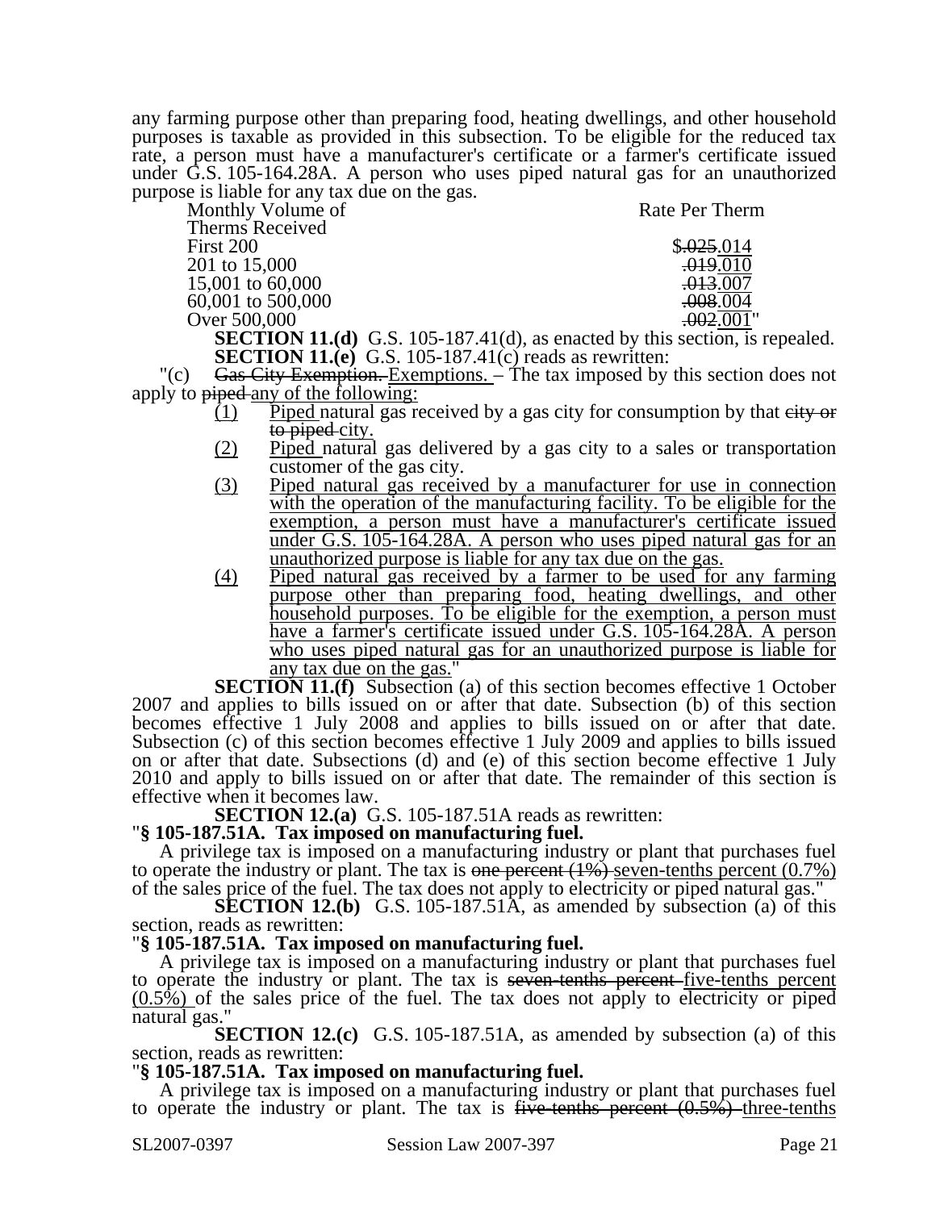any farming purpose other than preparing food, heating dwellings, and other household purposes is taxable as provided in this subsection. To be eligible for the reduced tax rate, a person must have a manufacturer's certificate or a farmer's certificate issued under G.S. 105-164.28A. A person who uses piped natural gas for an unauthorized purpose is liable for any tax due on the gas.

| Monthly Volume of Therms Received | Rate Per Therm |
|---|---|
| First 200 | ~~$.025~~.014 |
| 201 to 15,000 | ~~.019~~.010 |
| 15,001 to 60,000 | ~~.013~~.007 |
| 60,001 to 500,000 | ~~.008~~.004 |
| Over 500,000 | ~~.002~~.001" |

**SECTION 11.(d)** G.S. 105-187.41(d), as enacted by this section, is repealed.

**SECTION 11.(e)** G.S. 105-187.41(c) reads as rewritten:

"(c) ~~Gas City Exemption.~~ Exemptions. – The tax imposed by this section does not apply to ~~piped~~ any of the following:

(1) Piped natural gas received by a gas city for consumption by that ~~city or to piped~~ city.

(2) Piped natural gas delivered by a gas city to a sales or transportation customer of the gas city.

(3) Piped natural gas received by a manufacturer for use in connection with the operation of the manufacturing facility. To be eligible for the exemption, a person must have a manufacturer's certificate issued under G.S. 105-164.28A. A person who uses piped natural gas for an unauthorized purpose is liable for any tax due on the gas.

(4) Piped natural gas received by a farmer to be used for any farming purpose other than preparing food, heating dwellings, and other household purposes. To be eligible for the exemption, a person must have a farmer's certificate issued under G.S. 105-164.28A. A person who uses piped natural gas for an unauthorized purpose is liable for any tax due on the gas."

**SECTION 11.(f)** Subsection (a) of this section becomes effective 1 October 2007 and applies to bills issued on or after that date. Subsection (b) of this section becomes effective 1 July 2008 and applies to bills issued on or after that date. Subsection (c) of this section becomes effective 1 July 2009 and applies to bills issued on or after that date. Subsections (d) and (e) of this section become effective 1 July 2010 and apply to bills issued on or after that date. The remainder of this section is effective when it becomes law.

**SECTION 12.(a)** G.S. 105-187.51A reads as rewritten:

"**§ 105-187.51A. Tax imposed on manufacturing fuel.**

A privilege tax is imposed on a manufacturing industry or plant that purchases fuel to operate the industry or plant. The tax is ~~one percent (1%)~~ seven-tenths percent (0.7%) of the sales price of the fuel. The tax does not apply to electricity or piped natural gas."

**SECTION 12.(b)** G.S. 105-187.51A, as amended by subsection (a) of this section, reads as rewritten:

"**§ 105-187.51A. Tax imposed on manufacturing fuel.**

A privilege tax is imposed on a manufacturing industry or plant that purchases fuel to operate the industry or plant. The tax is ~~seven-tenths percent~~ five-tenths percent (0.5%) of the sales price of the fuel. The tax does not apply to electricity or piped natural gas."

**SECTION 12.(c)** G.S. 105-187.51A, as amended by subsection (a) of this section, reads as rewritten:

"**§ 105-187.51A. Tax imposed on manufacturing fuel.**

A privilege tax is imposed on a manufacturing industry or plant that purchases fuel to operate the industry or plant. The tax is ~~five-tenths percent (0.5%)~~ three-tenths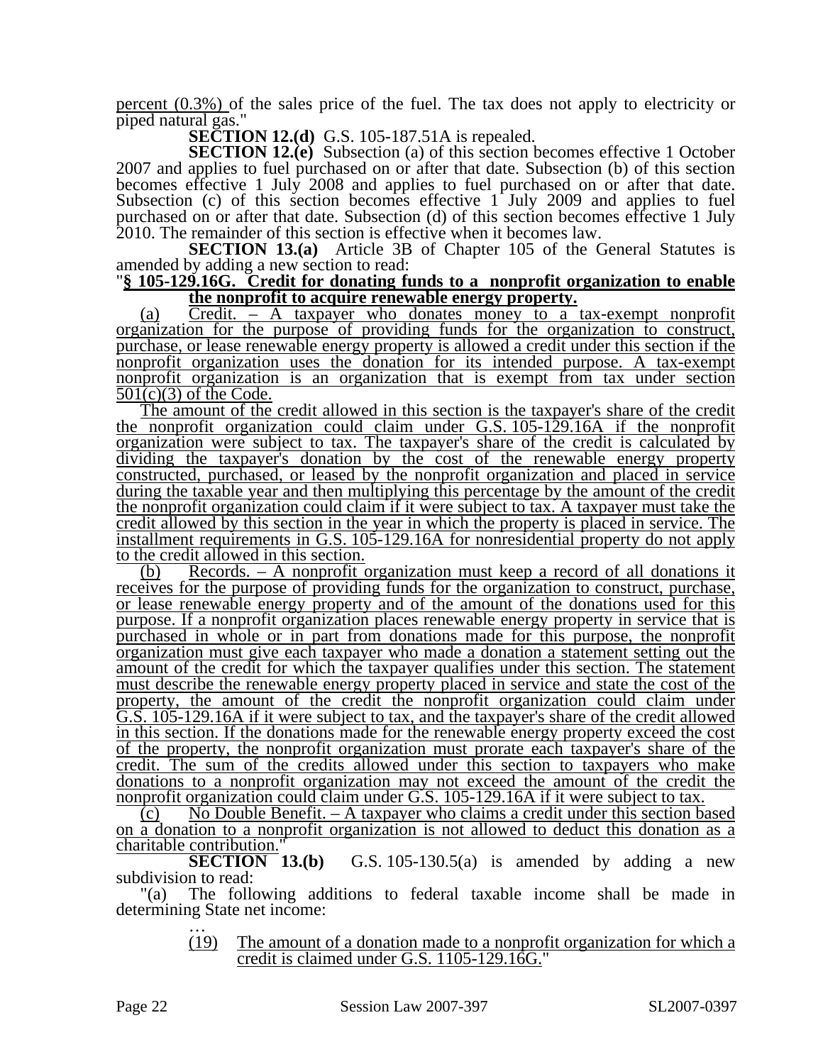percent (0.3%) of the sales price of the fuel. The tax does not apply to electricity or piped natural gas."

**SECTION 12.(d)** G.S. 105-187.51A is repealed.

**SECTION 12.(e)** Subsection (a) of this section becomes effective 1 October 2007 and applies to fuel purchased on or after that date. Subsection (b) of this section becomes effective 1 July 2008 and applies to fuel purchased on or after that date. Subsection (c) of this section becomes effective 1 July 2009 and applies to fuel purchased on or after that date. Subsection (d) of this section becomes effective 1 July 2010. The remainder of this section is effective when it becomes law.

**SECTION 13.(a)** Article 3B of Chapter 105 of the General Statutes is amended by adding a new section to read:

"**§ 105-129.16G. Credit for donating funds to a nonprofit organization to enable the nonprofit to acquire renewable energy property.**

(a) Credit. – A taxpayer who donates money to a tax-exempt nonprofit organization for the purpose of providing funds for the organization to construct, purchase, or lease renewable energy property is allowed a credit under this section if the nonprofit organization uses the donation for its intended purpose. A tax-exempt nonprofit organization is an organization that is exempt from tax under section 501(c)(3) of the Code.

The amount of the credit allowed in this section is the taxpayer's share of the credit the nonprofit organization could claim under G.S. 105-129.16A if the nonprofit organization were subject to tax. The taxpayer's share of the credit is calculated by dividing the taxpayer's donation by the cost of the renewable energy property constructed, purchased, or leased by the nonprofit organization and placed in service during the taxable year and then multiplying this percentage by the amount of the credit the nonprofit organization could claim if it were subject to tax. A taxpayer must take the credit allowed by this section in the year in which the property is placed in service. The installment requirements in G.S. 105-129.16A for nonresidential property do not apply to the credit allowed in this section.

(b) Records. – A nonprofit organization must keep a record of all donations it receives for the purpose of providing funds for the organization to construct, purchase, or lease renewable energy property and of the amount of the donations used for this purpose. If a nonprofit organization places renewable energy property in service that is purchased in whole or in part from donations made for this purpose, the nonprofit organization must give each taxpayer who made a donation a statement setting out the amount of the credit for which the taxpayer qualifies under this section. The statement must describe the renewable energy property placed in service and state the cost of the property, the amount of the credit the nonprofit organization could claim under G.S. 105-129.16A if it were subject to tax, and the taxpayer's share of the credit allowed in this section. If the donations made for the renewable energy property exceed the cost of the property, the nonprofit organization must prorate each taxpayer's share of the credit. The sum of the credits allowed under this section to taxpayers who make donations to a nonprofit organization may not exceed the amount of the credit the nonprofit organization could claim under G.S. 105-129.16A if it were subject to tax.

(c) No Double Benefit. – A taxpayer who claims a credit under this section based on a donation to a nonprofit organization is not allowed to deduct this donation as a charitable contribution."

**SECTION 13.(b)** G.S. 105-130.5(a) is amended by adding a new subdivision to read:

"(a) The following additions to federal taxable income shall be made in determining State net income:

…

(19) The amount of a donation made to a nonprofit organization for which a credit is claimed under G.S. 1105-129.16G."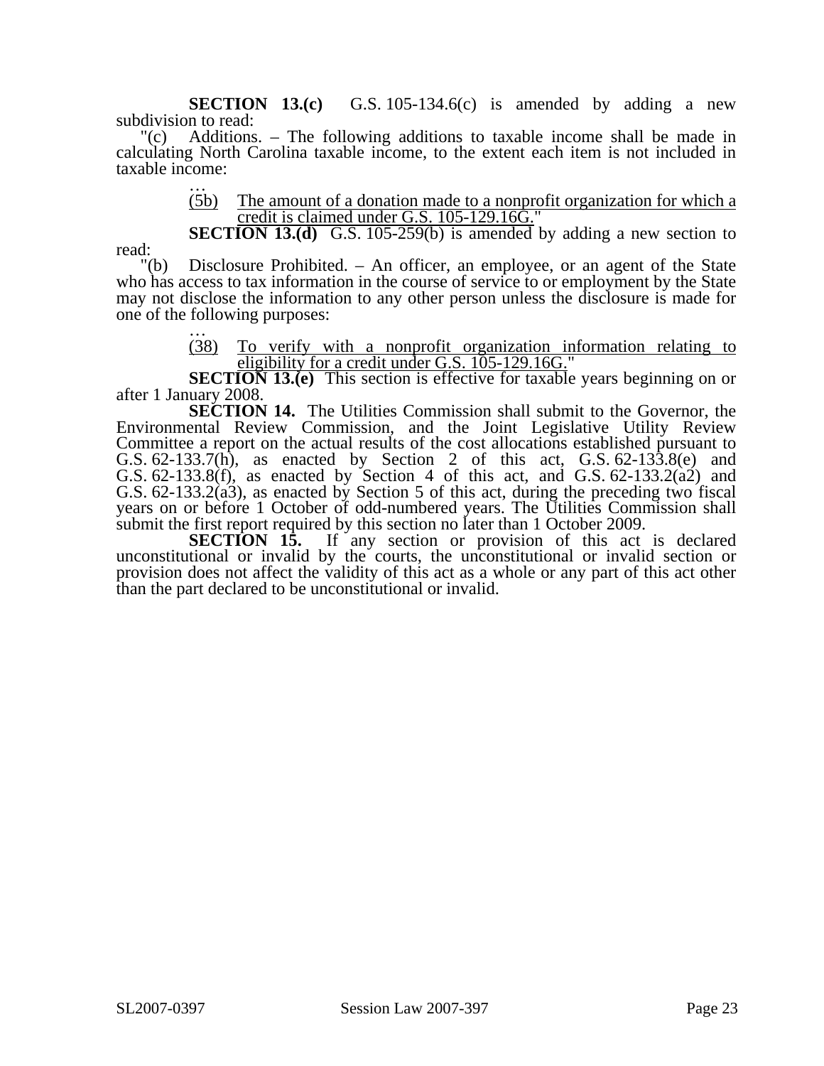**SECTION 13.(c)** G.S. 105-134.6(c) is amended by adding a new subdivision to read:

"(c) Additions. – The following additions to taxable income shall be made in calculating North Carolina taxable income, to the extent each item is not included in taxable income:

…

(5b) The amount of a donation made to a nonprofit organization for which a credit is claimed under G.S. 105-129.16G."

**SECTION 13.(d)** G.S. 105-259(b) is amended by adding a new section to read:

"(b) Disclosure Prohibited. – An officer, an employee, or an agent of the State who has access to tax information in the course of service to or employment by the State may not disclose the information to any other person unless the disclosure is made for one of the following purposes:

…

(38) To verify with a nonprofit organization information relating to eligibility for a credit under G.S. 105-129.16G."

**SECTION 13.(e)** This section is effective for taxable years beginning on or after 1 January 2008.

**SECTION 14.** The Utilities Commission shall submit to the Governor, the Environmental Review Commission, and the Joint Legislative Utility Review Committee a report on the actual results of the cost allocations established pursuant to G.S. 62-133.7(h), as enacted by Section 2 of this act, G.S. 62-133.8(e) and G.S. 62-133.8(f), as enacted by Section 4 of this act, and G.S. 62-133.2(a2) and G.S. 62-133.2(a3), as enacted by Section 5 of this act, during the preceding two fiscal years on or before 1 October of odd-numbered years. The Utilities Commission shall submit the first report required by this section no later than 1 October 2009.

**SECTION 15.** If any section or provision of this act is declared unconstitutional or invalid by the courts, the unconstitutional or invalid section or provision does not affect the validity of this act as a whole or any part of this act other than the part declared to be unconstitutional or invalid.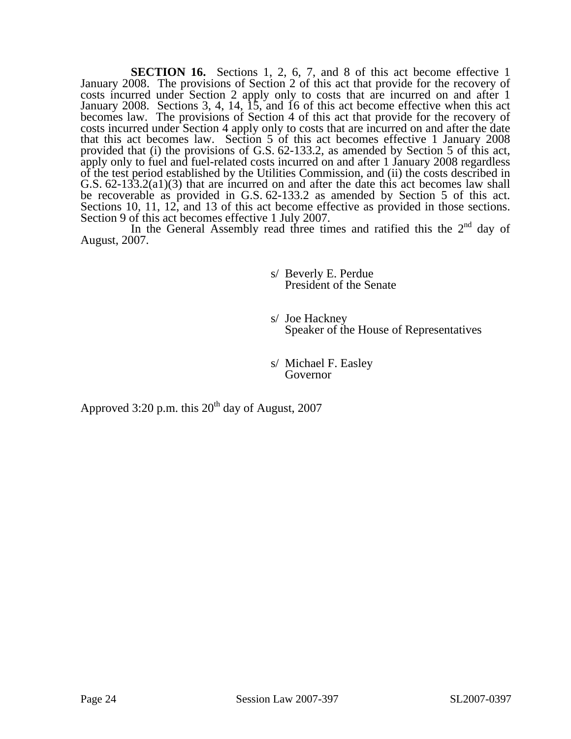**SECTION 16.** Sections 1, 2, 6, 7, and 8 of this act become effective 1 January 2008. The provisions of Section 2 of this act that provide for the recovery of costs incurred under Section 2 apply only to costs that are incurred on and after 1 January 2008. Sections 3, 4, 14, 15, and 16 of this act become effective when this act becomes law. The provisions of Section 4 of this act that provide for the recovery of costs incurred under Section 4 apply only to costs that are incurred on and after the date that this act becomes law. Section 5 of this act becomes effective 1 January 2008 provided that (i) the provisions of G.S. 62-133.2, as amended by Section 5 of this act, apply only to fuel and fuel-related costs incurred on and after 1 January 2008 regardless of the test period established by the Utilities Commission, and (ii) the costs described in G.S. 62-133.2(a1)(3) that are incurred on and after the date this act becomes law shall be recoverable as provided in G.S. 62-133.2 as amended by Section 5 of this act. Sections 10, 11, 12, and 13 of this act become effective as provided in those sections. Section 9 of this act becomes effective 1 July 2007.

In the General Assembly read three times and ratified this the 2nd day of August, 2007.

s/ Beverly E. Perdue
President of the Senate

s/ Joe Hackney
Speaker of the House of Representatives

s/ Michael F. Easley
Governor

Approved 3:20 p.m. this 20th day of August, 2007